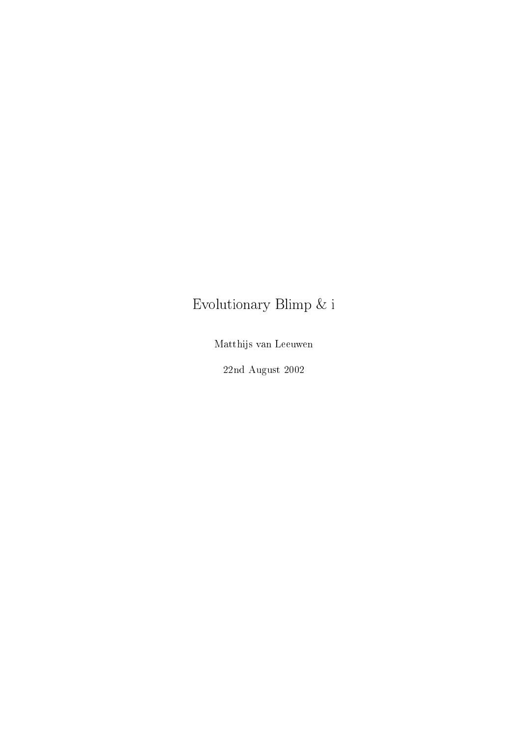# Evolutionary Blimp & i

Matthijs van Leeuwen

22nd August 2002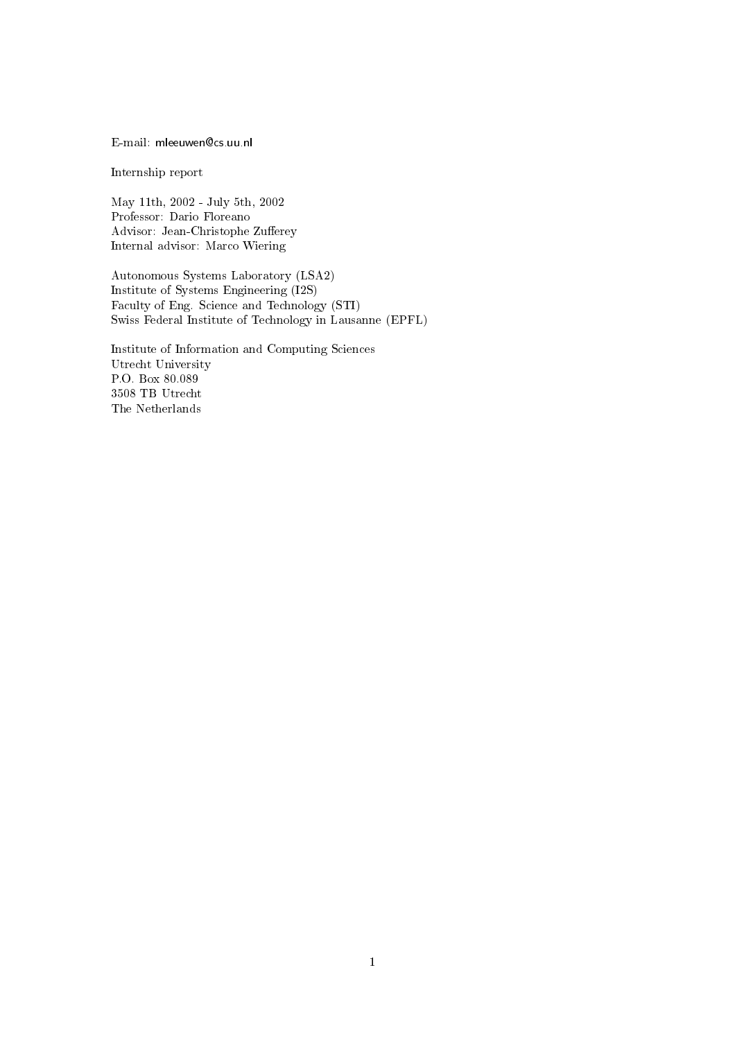E-mail: mleeuwen@cs.uu.nl

Internship report

May 11th, 2002 - July 5th, 2002
Professor: Dario Floreano
Advisor: Jean-Christophe Zufferey
Internal advisor: Marco Wiering

Autonomous Systems Laboratory (LSA2)
Institute of Systems Engineering (I2S)
Faculty of Eng. Science and Technology (STI)
Swiss Federal Institute of Technology in Lausanne (EPFL)

Institute of Information and Computing Sciences
Utrecht University
P.O. Box 80.089
3508 TB Utrecht
The Netherlands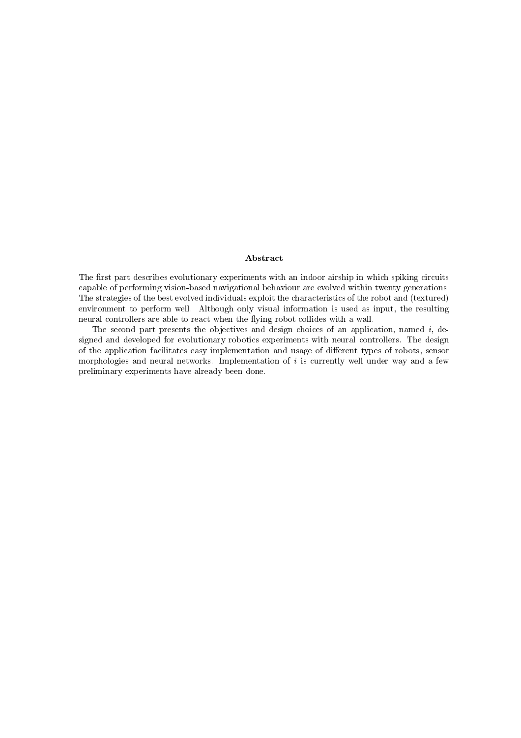## Abstract

The first part describes evolutionary experiments with an indoor airship in which spiking circuits capable of performing vision-based navigational behaviour are evolved within twenty generations. The strategies of the best evolved individuals exploit the characteristics of the robot and (textured) environment to perform well. Although only visual information is used as input, the resulting neural controllers are able to react when the flying robot collides with a wall.

The second part presents the objectives and design choices of an application, named *i*, designed and developed for evolutionary robotics experiments with neural controllers. The design of the application facilitates easy implementation and usage of different types of robots, sensor morphologies and neural networks. Implementation of *i* is currently well under way and a few preliminary experiments have already been done.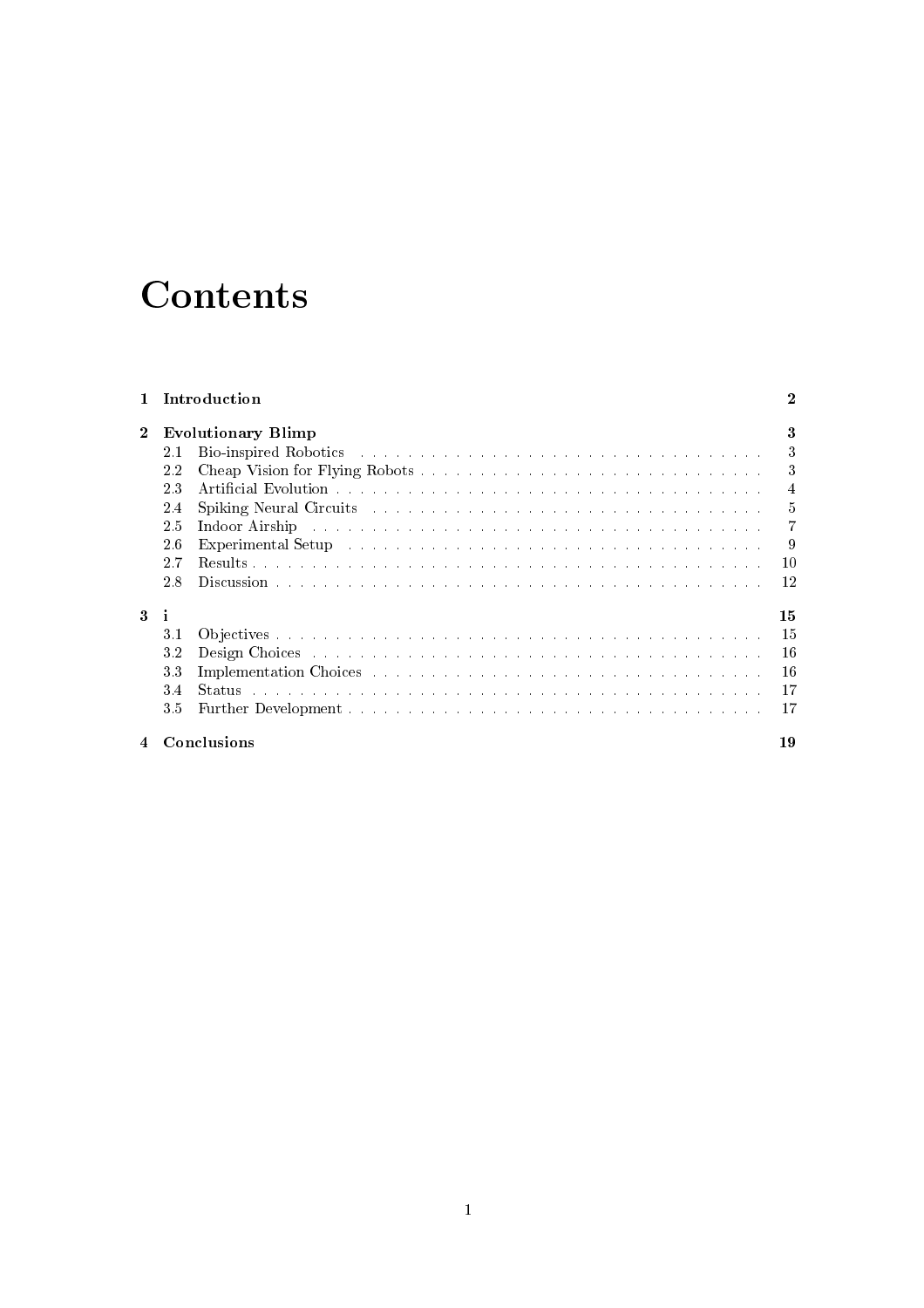# Contents

| | | |
|---|---|---|
| **1** | **Introduction** | **2** |
| **2** | **Evolutionary Blimp** | **3** |
| | 2.1 Bio-inspired Robotics | 3 |
| | 2.2 Cheap Vision for Flying Robots | 3 |
| | 2.3 Artificial Evolution | 4 |
| | 2.4 Spiking Neural Circuits | 5 |
| | 2.5 Indoor Airship | 7 |
| | 2.6 Experimental Setup | 9 |
| | 2.7 Results | 10 |
| | 2.8 Discussion | 12 |
| **3** | **i** | **15** |
| | 3.1 Objectives | 15 |
| | 3.2 Design Choices | 16 |
| | 3.3 Implementation Choices | 16 |
| | 3.4 Status | 17 |
| | 3.5 Further Development | 17 |
| **4** | **Conclusions** | **19** |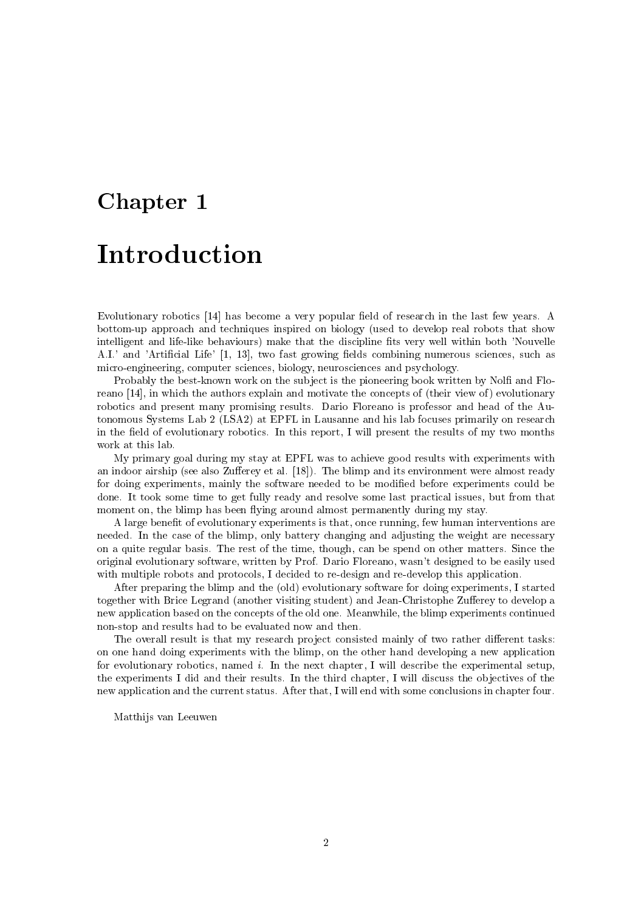# Chapter 1

# Introduction

Evolutionary robotics [14] has become a very popular field of research in the last few years. A bottom-up approach and techniques inspired on biology (used to develop real robots that show intelligent and life-like behaviours) make that the discipline fits very well within both 'Nouvelle A.I.' and 'Artificial Life' [1, 13], two fast growing fields combining numerous sciences, such as micro-engineering, computer sciences, biology, neurosciences and psychology.

Probably the best-known work on the subject is the pioneering book written by Nolfi and Floreano [14], in which the authors explain and motivate the concepts of (their view of) evolutionary robotics and present many promising results. Dario Floreano is professor and head of the Autonomous Systems Lab 2 (LSA2) at EPFL in Lausanne and his lab focuses primarily on research in the field of evolutionary robotics. In this report, I will present the results of my two months work at this lab.

My primary goal during my stay at EPFL was to achieve good results with experiments with an indoor airship (see also Zufferey et al. [18]). The blimp and its environment were almost ready for doing experiments, mainly the software needed to be modified before experiments could be done. It took some time to get fully ready and resolve some last practical issues, but from that moment on, the blimp has been flying around almost permanently during my stay.

A large benefit of evolutionary experiments is that, once running, few human interventions are needed. In the case of the blimp, only battery changing and adjusting the weight are necessary on a quite regular basis. The rest of the time, though, can be spend on other matters. Since the original evolutionary software, written by Prof. Dario Floreano, wasn't designed to be easily used with multiple robots and protocols, I decided to re-design and re-develop this application.

After preparing the blimp and the (old) evolutionary software for doing experiments, I started together with Brice Legrand (another visiting student) and Jean-Christophe Zufferey to develop a new application based on the concepts of the old one. Meanwhile, the blimp experiments continued non-stop and results had to be evaluated now and then.

The overall result is that my research project consisted mainly of two rather different tasks: on one hand doing experiments with the blimp, on the other hand developing a new application for evolutionary robotics, named *i*. In the next chapter, I will describe the experimental setup, the experiments I did and their results. In the third chapter, I will discuss the objectives of the new application and the current status. After that, I will end with some conclusions in chapter four.

Matthijs van Leeuwen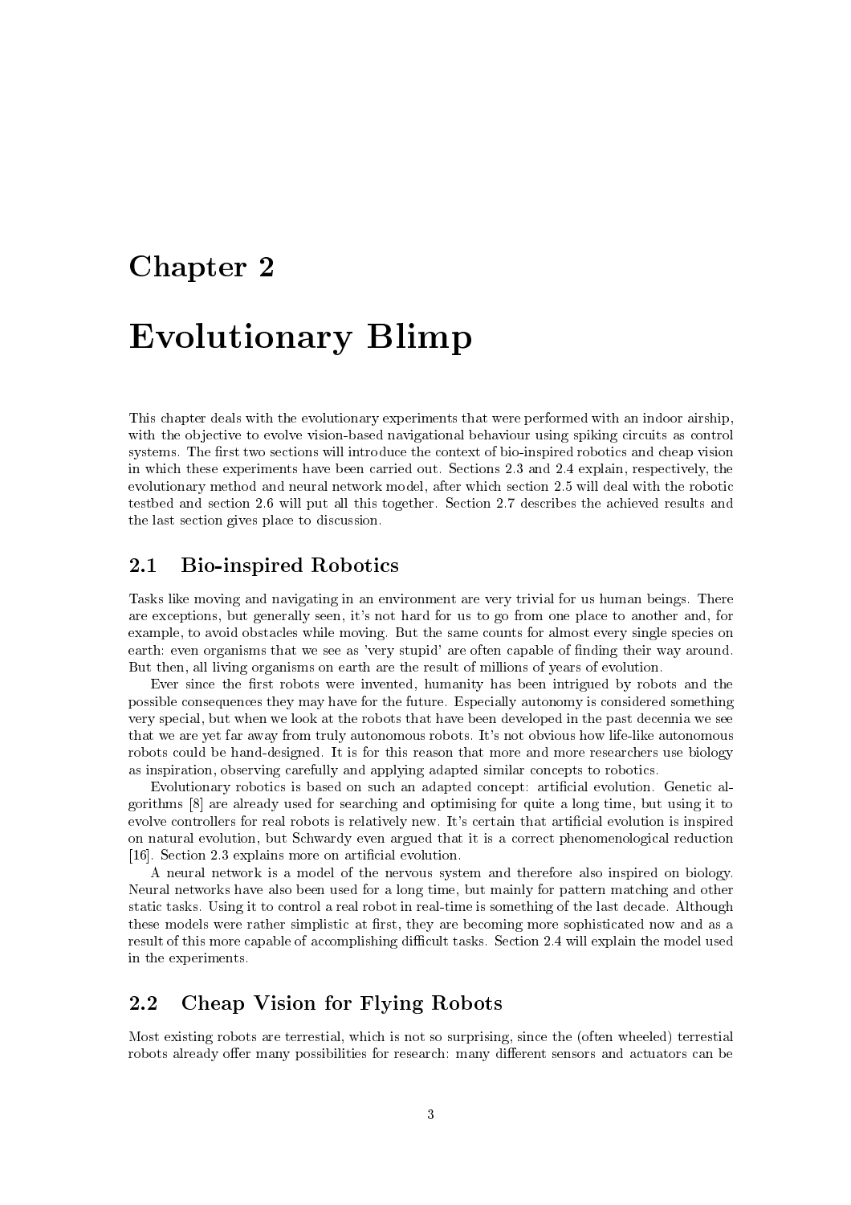# Chapter 2

# Evolutionary Blimp

This chapter deals with the evolutionary experiments that were performed with an indoor airship, with the objective to evolve vision-based navigational behaviour using spiking circuits as control systems. The first two sections will introduce the context of bio-inspired robotics and cheap vision in which these experiments have been carried out. Sections 2.3 and 2.4 explain, respectively, the evolutionary method and neural network model, after which section 2.5 will deal with the robotic testbed and section 2.6 will put all this together. Section 2.7 describes the achieved results and the last section gives place to discussion.

## 2.1 Bio-inspired Robotics

Tasks like moving and navigating in an environment are very trivial for us human beings. There are exceptions, but generally seen, it's not hard for us to go from one place to another and, for example, to avoid obstacles while moving. But the same counts for almost every single species on earth: even organisms that we see as 'very stupid' are often capable of finding their way around. But then, all living organisms on earth are the result of millions of years of evolution.

Ever since the first robots were invented, humanity has been intrigued by robots and the possible consequences they may have for the future. Especially autonomy is considered something very special, but when we look at the robots that have been developed in the past decennia we see that we are yet far away from truly autonomous robots. It's not obvious how life-like autonomous robots could be hand-designed. It is for this reason that more and more researchers use biology as inspiration, observing carefully and applying adapted similar concepts to robotics.

Evolutionary robotics is based on such an adapted concept: artificial evolution. Genetic algorithms [8] are already used for searching and optimising for quite a long time, but using it to evolve controllers for real robots is relatively new. It's certain that artificial evolution is inspired on natural evolution, but Schwardy even argued that it is a correct phenomenological reduction [16]. Section 2.3 explains more on artificial evolution.

A neural network is a model of the nervous system and therefore also inspired on biology. Neural networks have also been used for a long time, but mainly for pattern matching and other static tasks. Using it to control a real robot in real-time is something of the last decade. Although these models were rather simplistic at first, they are becoming more sophisticated now and as a result of this more capable of accomplishing difficult tasks. Section 2.4 will explain the model used in the experiments.

## 2.2 Cheap Vision for Flying Robots

Most existing robots are terrestial, which is not so surprising, since the (often wheeled) terrestial robots already offer many possibilities for research: many different sensors and actuators can be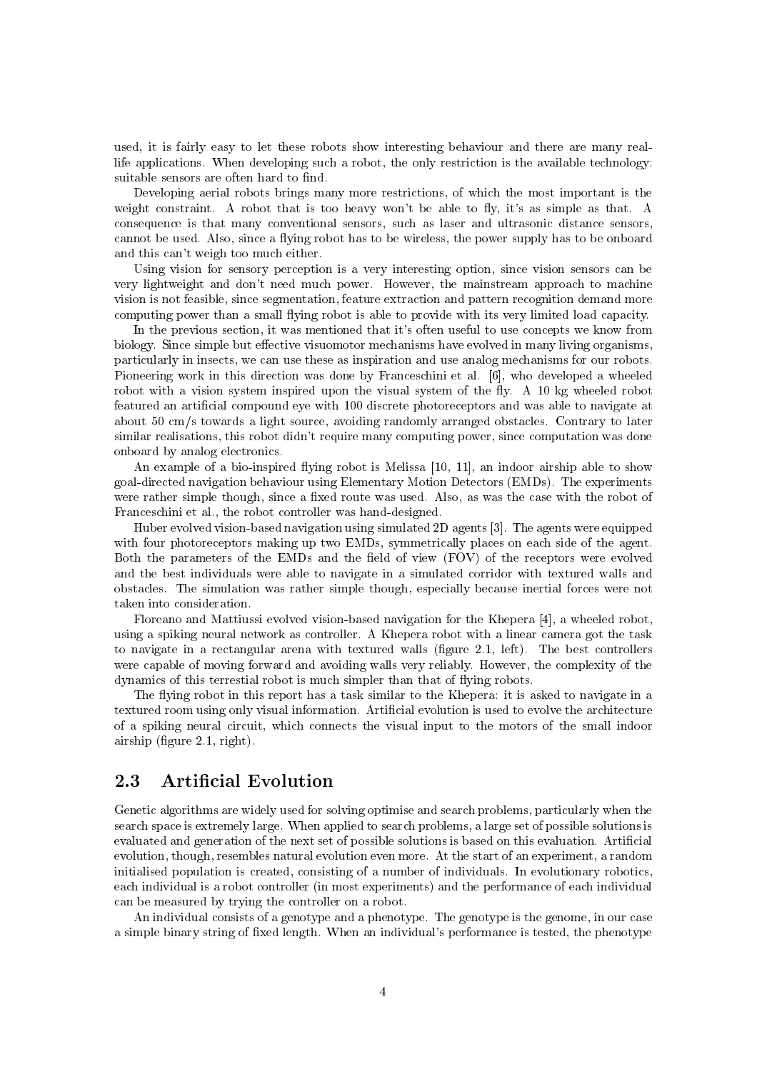used, it is fairly easy to let these robots show interesting behaviour and there are many real-life applications. When developing such a robot, the only restriction is the available technology: suitable sensors are often hard to find.

Developing aerial robots brings many more restrictions, of which the most important is the weight constraint. A robot that is too heavy won't be able to fly, it's as simple as that. A consequence is that many conventional sensors, such as laser and ultrasonic distance sensors, cannot be used. Also, since a flying robot has to be wireless, the power supply has to be onboard and this can't weigh too much either.

Using vision for sensory perception is a very interesting option, since vision sensors can be very lightweight and don't need much power. However, the mainstream approach to machine vision is not feasible, since segmentation, feature extraction and pattern recognition demand more computing power than a small flying robot is able to provide with its very limited load capacity.

In the previous section, it was mentioned that it's often useful to use concepts we know from biology. Since simple but effective visuomotor mechanisms have evolved in many living organisms, particularly in insects, we can use these as inspiration and use analog mechanisms for our robots. Pioneering work in this direction was done by Franceschini et al. [6], who developed a wheeled robot with a vision system inspired upon the visual system of the fly. A 10 kg wheeled robot featured an artificial compound eye with 100 discrete photoreceptors and was able to navigate at about 50 cm/s towards a light source, avoiding randomly arranged obstacles. Contrary to later similar realisations, this robot didn't require many computing power, since computation was done onboard by analog electronics.

An example of a bio-inspired flying robot is Melissa [10, 11], an indoor airship able to show goal-directed navigation behaviour using Elementary Motion Detectors (EMDs). The experiments were rather simple though, since a fixed route was used. Also, as was the case with the robot of Franceschini et al., the robot controller was hand-designed.

Huber evolved vision-based navigation using simulated 2D agents [3]. The agents were equipped with four photoreceptors making up two EMDs, symmetrically places on each side of the agent. Both the parameters of the EMDs and the field of view (FOV) of the receptors were evolved and the best individuals were able to navigate in a simulated corridor with textured walls and obstacles. The simulation was rather simple though, especially because inertial forces were not taken into consideration.

Floreano and Mattiussi evolved vision-based navigation for the Khepera [4], a wheeled robot, using a spiking neural network as controller. A Khepera robot with a linear camera got the task to navigate in a rectangular arena with textured walls (figure 2.1, left). The best controllers were capable of moving forward and avoiding walls very reliably. However, the complexity of the dynamics of this terrestial robot is much simpler than that of flying robots.

The flying robot in this report has a task similar to the Khepera: it is asked to navigate in a textured room using only visual information. Artificial evolution is used to evolve the architecture of a spiking neural circuit, which connects the visual input to the motors of the small indoor airship (figure 2.1, right).

## 2.3 Artificial Evolution

Genetic algorithms are widely used for solving optimise and search problems, particularly when the search space is extremely large. When applied to search problems, a large set of possible solutions is evaluated and generation of the next set of possible solutions is based on this evaluation. Artificial evolution, though, resembles natural evolution even more. At the start of an experiment, a random initialised population is created, consisting of a number of individuals. In evolutionary robotics, each individual is a robot controller (in most experiments) and the performance of each individual can be measured by trying the controller on a robot.

An individual consists of a genotype and a phenotype. The genotype is the genome, in our case a simple binary string of fixed length. When an individual's performance is tested, the phenotype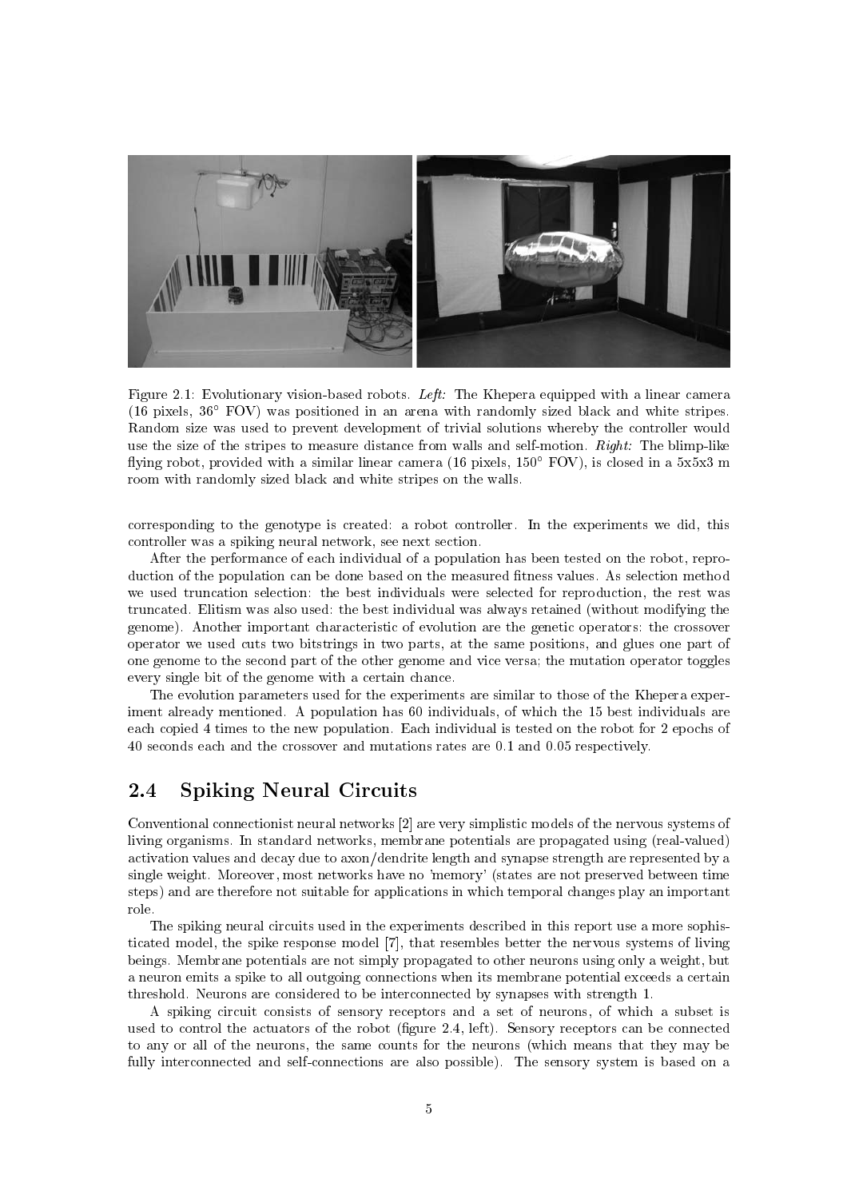Figure 2.1: Evolutionary vision-based robots. *Left:* The Khepera equipped with a linear camera (16 pixels, 36° FOV) was positioned in an arena with randomly sized black and white stripes. Random size was used to prevent development of trivial solutions whereby the controller would use the size of the stripes to measure distance from walls and self-motion. *Right:* The blimp-like flying robot, provided with a similar linear camera (16 pixels, 150° FOV), is closed in a 5x5x3 m room with randomly sized black and white stripes on the walls.

corresponding to the genotype is created: a robot controller. In the experiments we did, this controller was a spiking neural network, see next section.

After the performance of each individual of a population has been tested on the robot, reproduction of the population can be done based on the measured fitness values. As selection method we used truncation selection: the best individuals were selected for reproduction, the rest was truncated. Elitism was also used: the best individual was always retained (without modifying the genome). Another important characteristic of evolution are the genetic operators: the crossover operator we used cuts two bitstrings in two parts, at the same positions, and glues one part of one genome to the second part of the other genome and vice versa; the mutation operator toggles every single bit of the genome with a certain chance.

The evolution parameters used for the experiments are similar to those of the Khepera experiment already mentioned. A population has 60 individuals, of which the 15 best individuals are each copied 4 times to the new population. Each individual is tested on the robot for 2 epochs of 40 seconds each and the crossover and mutations rates are 0.1 and 0.05 respectively.

## 2.4 Spiking Neural Circuits

Conventional connectionist neural networks [2] are very simplistic models of the nervous systems of living organisms. In standard networks, membrane potentials are propagated using (real-valued) activation values and decay due to axon/dendrite length and synapse strength are represented by a single weight. Moreover, most networks have no 'memory' (states are not preserved between time steps) and are therefore not suitable for applications in which temporal changes play an important role.

The spiking neural circuits used in the experiments described in this report use a more sophisticated model, the spike response model [7], that resembles better the nervous systems of living beings. Membrane potentials are not simply propagated to other neurons using only a weight, but a neuron emits a spike to all outgoing connections when its membrane potential exceeds a certain threshold. Neurons are considered to be interconnected by synapses with strength 1.

A spiking circuit consists of sensory receptors and a set of neurons, of which a subset is used to control the actuators of the robot (figure 2.4, left). Sensory receptors can be connected to any or all of the neurons, the same counts for the neurons (which means that they may be fully interconnected and self-connections are also possible). The sensory system is based on a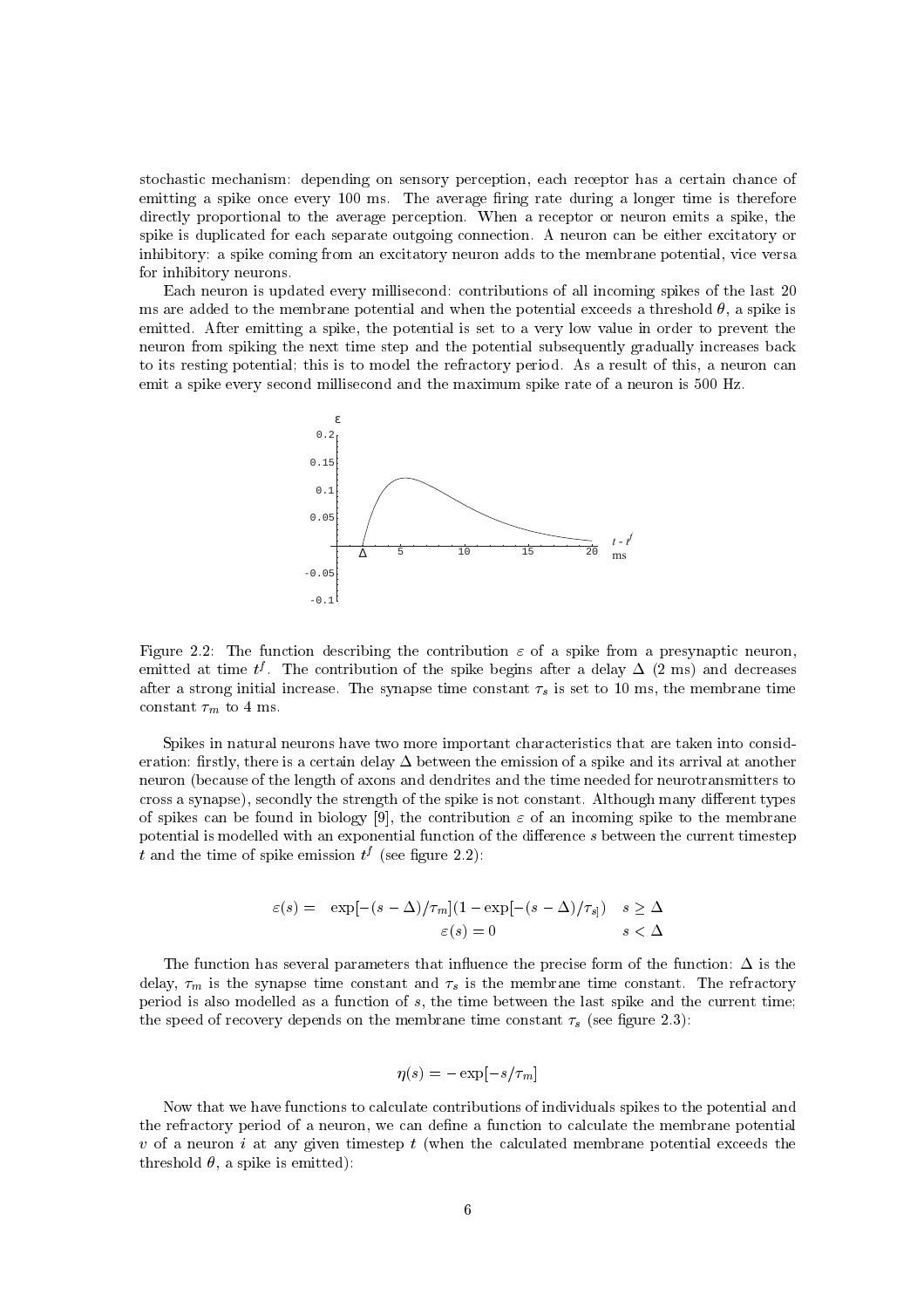stochastic mechanism: depending on sensory perception, each receptor has a certain chance of emitting a spike once every 100 ms. The average firing rate during a longer time is therefore directly proportional to the average perception. When a receptor or neuron emits a spike, the spike is duplicated for each separate outgoing connection. A neuron can be either excitatory or inhibitory: a spike coming from an excitatory neuron adds to the membrane potential, vice versa for inhibitory neurons.

Each neuron is updated every millisecond: contributions of all incoming spikes of the last 20 ms are added to the membrane potential and when the potential exceeds a threshold $\theta$, a spike is emitted. After emitting a spike, the potential is set to a very low value in order to prevent the neuron from spiking the next time step and the potential subsequently gradually increases back to its resting potential; this is to model the refractory period. As a result of this, a neuron can emit a spike every second millisecond and the maximum spike rate of a neuron is 500 Hz.

Figure 2.2: The function describing the contribution $\varepsilon$ of a spike from a presynaptic neuron, emitted at time $t^f$. The contribution of the spike begins after a delay $\Delta$ (2 ms) and decreases after a strong initial increase. The synapse time constant $\tau_s$ is set to 10 ms, the membrane time constant $\tau_m$ to 4 ms.

Spikes in natural neurons have two more important characteristics that are taken into consideration: firstly, there is a certain delay $\Delta$ between the emission of a spike and its arrival at another neuron (because of the length of axons and dendrites and the time needed for neurotransmitters to cross a synapse), secondly the strength of the spike is not constant. Although many different types of spikes can be found in biology [9], the contribution $\varepsilon$ of an incoming spike to the membrane potential is modelled with an exponential function of the difference $s$ between the current timestep $t$ and the time of spike emission $t^f$ (see figure 2.2):

$$\varepsilon(s) = \exp[-(s-\Delta)/\tau_m](1-\exp[-(s-\Delta)/\tau_s]) \quad s \geq \Delta$$

$$\varepsilon(s) = 0 \quad s < \Delta$$

The function has several parameters that influence the precise form of the function: $\Delta$ is the delay, $\tau_m$ is the synapse time constant and $\tau_s$ is the membrane time constant. The refractory period is also modelled as a function of $s$, the time between the last spike and the current time; the speed of recovery depends on the membrane time constant $\tau_s$ (see figure 2.3):

$$\eta(s) = -\exp[-s/\tau_m]$$

Now that we have functions to calculate contributions of individuals spikes to the potential and the refractory period of a neuron, we can define a function to calculate the membrane potential $v$ of a neuron $i$ at any given timestep $t$ (when the calculated membrane potential exceeds the threshold $\theta$, a spike is emitted):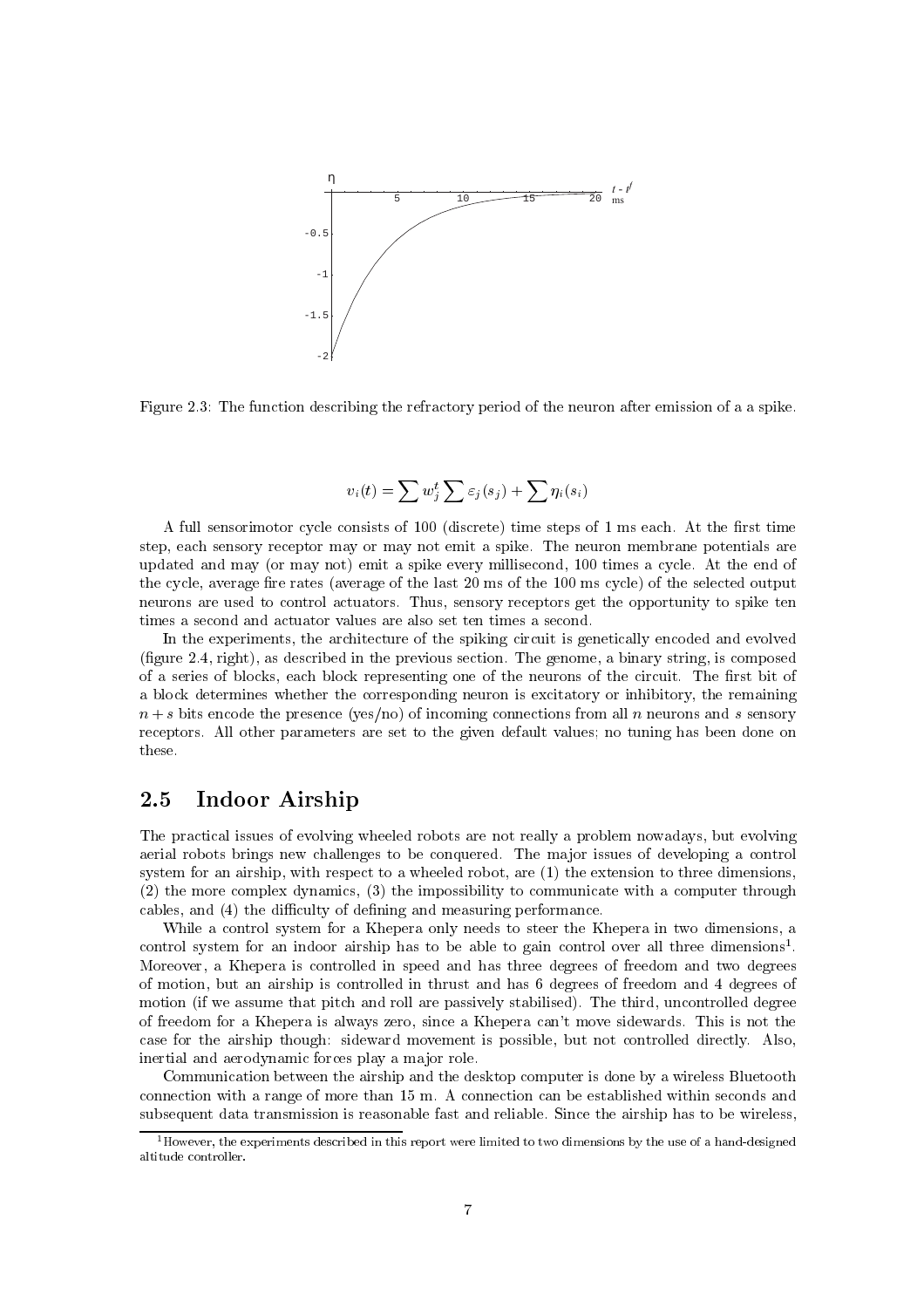Figure 2.3: The function describing the refractory period of the neuron after emission of a a spike.

$$v_i(t) = \sum w_j^t \sum \varepsilon_j(s_j) + \sum \eta_i(s_i)$$

A full sensorimotor cycle consists of 100 (discrete) time steps of 1 ms each. At the first time step, each sensory receptor may or may not emit a spike. The neuron membrane potentials are updated and may (or may not) emit a spike every millisecond, 100 times a cycle. At the end of the cycle, average fire rates (average of the last 20 ms of the 100 ms cycle) of the selected output neurons are used to control actuators. Thus, sensory receptors get the opportunity to spike ten times a second and actuator values are also set ten times a second.

In the experiments, the architecture of the spiking circuit is genetically encoded and evolved (figure 2.4, right), as described in the previous section. The genome, a binary string, is composed of a series of blocks, each block representing one of the neurons of the circuit. The first bit of a block determines whether the corresponding neuron is excitatory or inhibitory, the remaining $n + s$ bits encode the presence (yes/no) of incoming connections from all $n$ neurons and $s$ sensory receptors. All other parameters are set to the given default values; no tuning has been done on these.

## 2.5 Indoor Airship

The practical issues of evolving wheeled robots are not really a problem nowadays, but evolving aerial robots brings new challenges to be conquered. The major issues of developing a control system for an airship, with respect to a wheeled robot, are (1) the extension to three dimensions, (2) the more complex dynamics, (3) the impossibility to communicate with a computer through cables, and (4) the difficulty of defining and measuring performance.

While a control system for a Khepera only needs to steer the Khepera in two dimensions, a control system for an indoor airship has to be able to gain control over all three dimensions[1]. Moreover, a Khepera is controlled in speed and has three degrees of freedom and two degrees of motion, but an airship is controlled in thrust and has 6 degrees of freedom and 4 degrees of motion (if we assume that pitch and roll are passively stabilised). The third, uncontrolled degree of freedom for a Khepera is always zero, since a Khepera can't move sidewards. This is not the case for the airship though: sideward movement is possible, but not controlled directly. Also, inertial and aerodynamic forces play a major role.

Communication between the airship and the desktop computer is done by a wireless Bluetooth connection with a range of more than 15 m. A connection can be established within seconds and subsequent data transmission is reasonable fast and reliable. Since the airship has to be wireless,

[1] However, the experiments described in this report were limited to two dimensions by the use of a hand-designed altitude controller.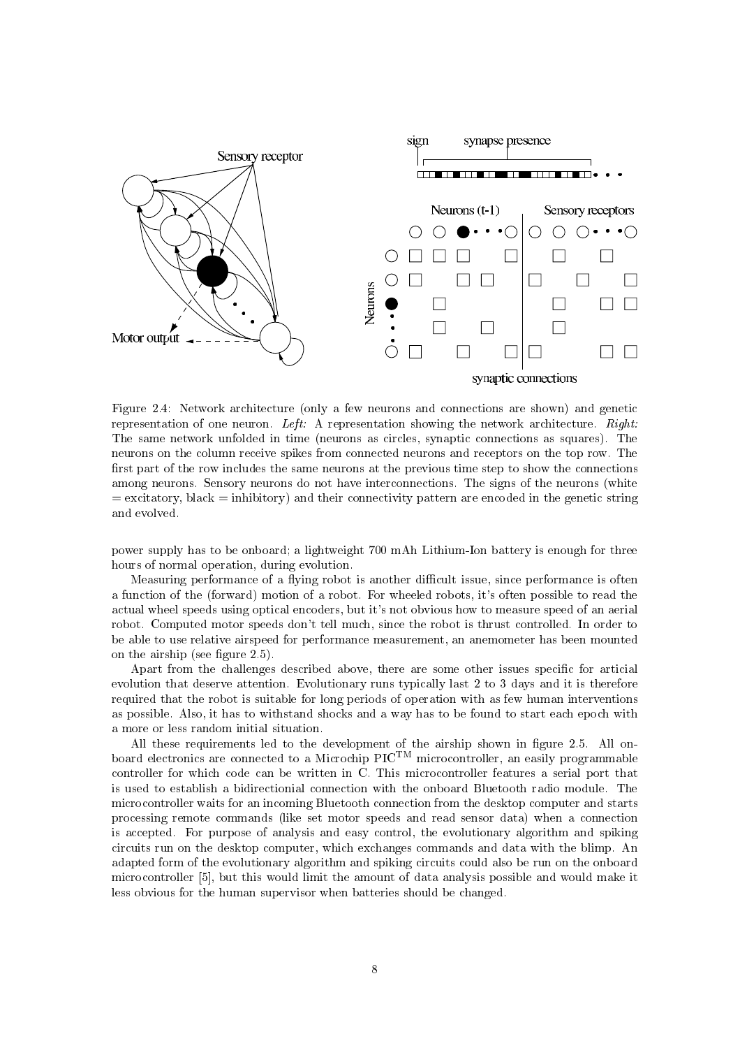Figure 2.4: Network architecture (only a few neurons and connections are shown) and genetic representation of one neuron. *Left:* A representation showing the network architecture. *Right:* The same network unfolded in time (neurons as circles, synaptic connections as squares). The neurons on the column receive spikes from connected neurons and receptors on the top row. The first part of the row includes the same neurons at the previous time step to show the connections among neurons. Sensory neurons do not have interconnections. The signs of the neurons (white = excitatory, black = inhibitory) and their connectivity pattern are encoded in the genetic string and evolved.

power supply has to be onboard; a lightweight 700 mAh Lithium-Ion battery is enough for three hours of normal operation, during evolution.

Measuring performance of a flying robot is another difficult issue, since performance is often a function of the (forward) motion of a robot. For wheeled robots, it's often possible to read the actual wheel speeds using optical encoders, but it's not obvious how to measure speed of an aerial robot. Computed motor speeds don't tell much, since the robot is thrust controlled. In order to be able to use relative airspeed for performance measurement, an anemometer has been mounted on the airship (see figure 2.5).

Apart from the challenges described above, there are some other issues specific for articial evolution that deserve attention. Evolutionary runs typically last 2 to 3 days and it is therefore required that the robot is suitable for long periods of operation with as few human interventions as possible. Also, it has to withstand shocks and a way has to be found to start each epoch with a more or less random initial situation.

All these requirements led to the development of the airship shown in figure 2.5. All onboard electronics are connected to a Microchip PIC$^{TM}$ microcontroller, an easily programmable controller for which code can be written in C. This microcontroller features a serial port that is used to establish a bidirectionial connection with the onboard Bluetooth radio module. The microcontroller waits for an incoming Bluetooth connection from the desktop computer and starts processing remote commands (like set motor speeds and read sensor data) when a connection is accepted. For purpose of analysis and easy control, the evolutionary algorithm and spiking circuits run on the desktop computer, which exchanges commands and data with the blimp. An adapted form of the evolutionary algorithm and spiking circuits could also be run on the onboard microcontroller [5], but this would limit the amount of data analysis possible and would make it less obvious for the human supervisor when batteries should be changed.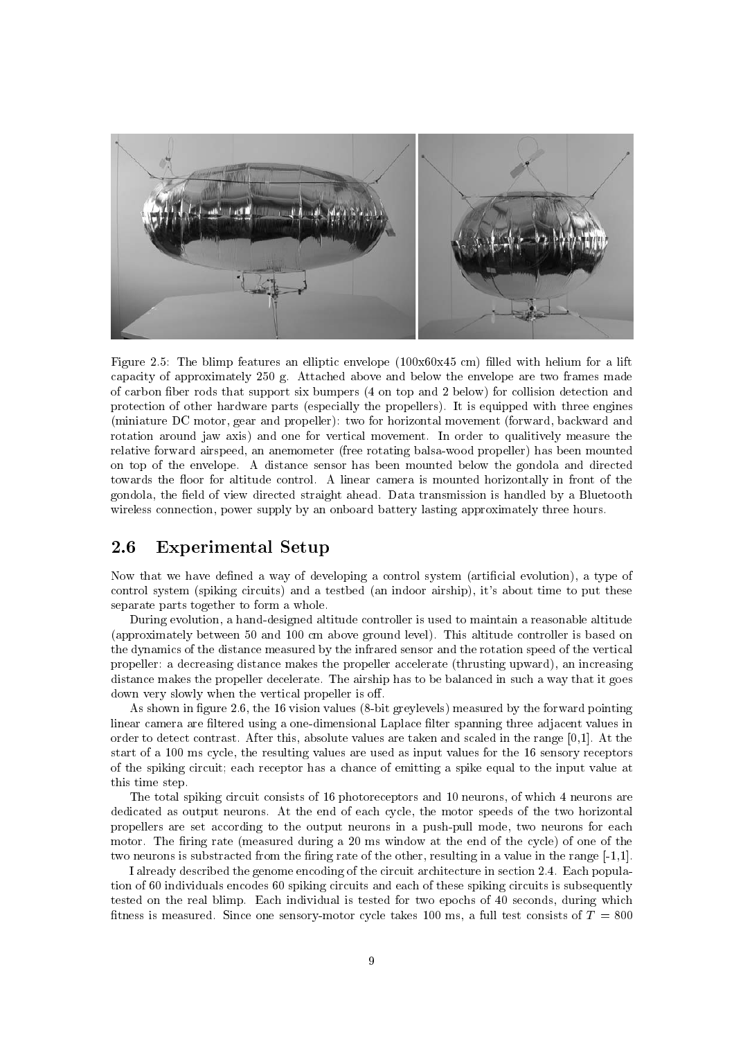Figure 2.5: The blimp features an elliptic envelope (100x60x45 cm) filled with helium for a lift capacity of approximately 250 g. Attached above and below the envelope are two frames made of carbon fiber rods that support six bumpers (4 on top and 2 below) for collision detection and protection of other hardware parts (especially the propellers). It is equipped with three engines (miniature DC motor, gear and propeller): two for horizontal movement (forward, backward and rotation around jaw axis) and one for vertical movement. In order to qualitively measure the relative forward airspeed, an anemometer (free rotating balsa-wood propeller) has been mounted on top of the envelope. A distance sensor has been mounted below the gondola and directed towards the floor for altitude control. A linear camera is mounted horizontally in front of the gondola, the field of view directed straight ahead. Data transmission is handled by a Bluetooth wireless connection, power supply by an onboard battery lasting approximately three hours.

## 2.6 Experimental Setup

Now that we have defined a way of developing a control system (artificial evolution), a type of control system (spiking circuits) and a testbed (an indoor airship), it's about time to put these separate parts together to form a whole.

During evolution, a hand-designed altitude controller is used to maintain a reasonable altitude (approximately between 50 and 100 cm above ground level). This altitude controller is based on the dynamics of the distance measured by the infrared sensor and the rotation speed of the vertical propeller: a decreasing distance makes the propeller accelerate (thrusting upward), an increasing distance makes the propeller decelerate. The airship has to be balanced in such a way that it goes down very slowly when the vertical propeller is off.

As shown in figure 2.6, the 16 vision values (8-bit greylevels) measured by the forward pointing linear camera are filtered using a one-dimensional Laplace filter spanning three adjacent values in order to detect contrast. After this, absolute values are taken and scaled in the range [0,1]. At the start of a 100 ms cycle, the resulting values are used as input values for the 16 sensory receptors of the spiking circuit; each receptor has a chance of emitting a spike equal to the input value at this time step.

The total spiking circuit consists of 16 photoreceptors and 10 neurons, of which 4 neurons are dedicated as output neurons. At the end of each cycle, the motor speeds of the two horizontal propellers are set according to the output neurons in a push-pull mode, two neurons for each motor. The firing rate (measured during a 20 ms window at the end of the cycle) of one of the two neurons is substracted from the firing rate of the other, resulting in a value in the range [-1,1].

I already described the genome encoding of the circuit architecture in section 2.4. Each population of 60 individuals encodes 60 spiking circuits and each of these spiking circuits is subsequently tested on the real blimp. Each individual is tested for two epochs of 40 seconds, during which fitness is measured. Since one sensory-motor cycle takes 100 ms, a full test consists of $T = 800$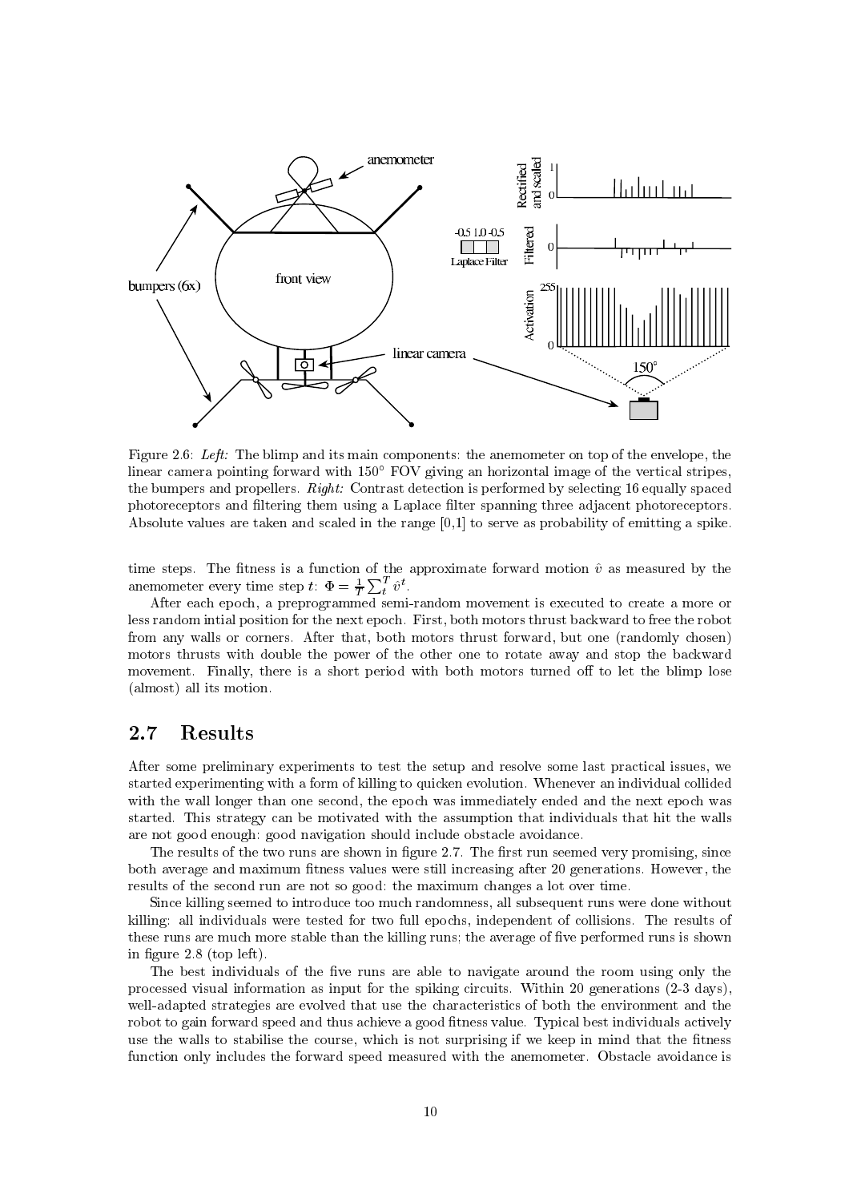Figure 2.6: *Left:* The blimp and its main components: the anemometer on top of the envelope, the linear camera pointing forward with 150° FOV giving an horizontal image of the vertical stripes, the bumpers and propellers. *Right:* Contrast detection is performed by selecting 16 equally spaced photoreceptors and filtering them using a Laplace filter spanning three adjacent photoreceptors. Absolute values are taken and scaled in the range [0,1] to serve as probability of emitting a spike.

time steps. The fitness is a function of the approximate forward motion $\hat{v}$ as measured by the anemometer every time step $t$: $\Phi = \frac{1}{T}\sum_t^T \hat{v}^t$.

After each epoch, a preprogrammed semi-random movement is executed to create a more or less random intial position for the next epoch. First, both motors thrust backward to free the robot from any walls or corners. After that, both motors thrust forward, but one (randomly chosen) motors thrusts with double the power of the other one to rotate away and stop the backward movement. Finally, there is a short period with both motors turned off to let the blimp lose (almost) all its motion.

## 2.7 Results

After some preliminary experiments to test the setup and resolve some last practical issues, we started experimenting with a form of killing to quicken evolution. Whenever an individual collided with the wall longer than one second, the epoch was immediately ended and the next epoch was started. This strategy can be motivated with the assumption that individuals that hit the walls are not good enough: good navigation should include obstacle avoidance.

The results of the two runs are shown in figure 2.7. The first run seemed very promising, since both average and maximum fitness values were still increasing after 20 generations. However, the results of the second run are not so good: the maximum changes a lot over time.

Since killing seemed to introduce too much randomness, all subsequent runs were done without killing: all individuals were tested for two full epochs, independent of collisions. The results of these runs are much more stable than the killing runs; the average of five performed runs is shown in figure 2.8 (top left).

The best individuals of the five runs are able to navigate around the room using only the processed visual information as input for the spiking circuits. Within 20 generations (2-3 days), well-adapted strategies are evolved that use the characteristics of both the environment and the robot to gain forward speed and thus achieve a good fitness value. Typical best individuals actively use the walls to stabilise the course, which is not surprising if we keep in mind that the fitness function only includes the forward speed measured with the anemometer. Obstacle avoidance is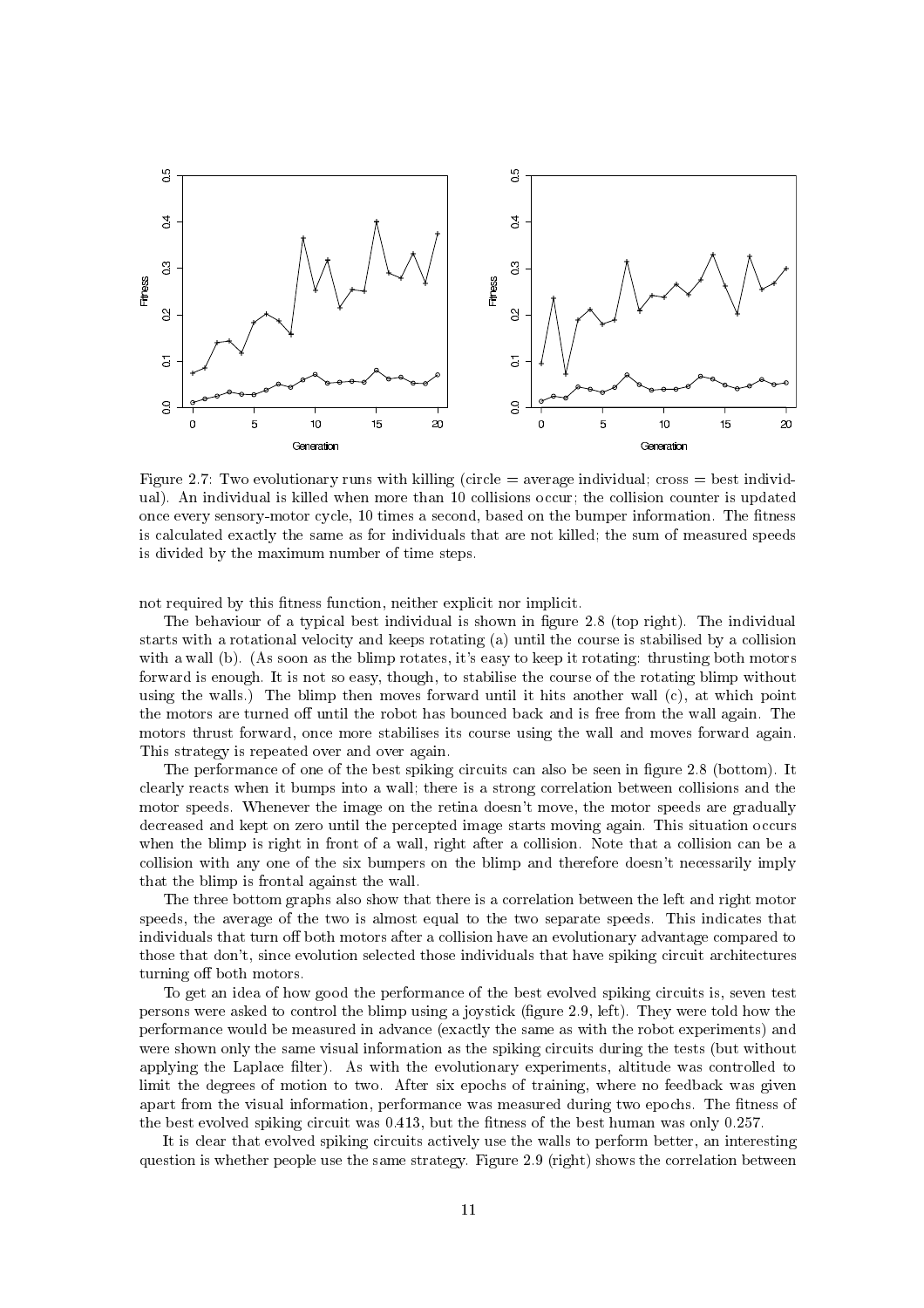Figure 2.7: Two evolutionary runs with killing (circle = average individual; cross = best individual). An individual is killed when more than 10 collisions occur; the collision counter is updated once every sensory-motor cycle, 10 times a second, based on the bumper information. The fitness is calculated exactly the same as for individuals that are not killed; the sum of measured speeds is divided by the maximum number of time steps.

not required by this fitness function, neither explicit nor implicit.

The behaviour of a typical best individual is shown in figure 2.8 (top right). The individual starts with a rotational velocity and keeps rotating (a) until the course is stabilised by a collision with a wall (b). (As soon as the blimp rotates, it's easy to keep it rotating: thrusting both motors forward is enough. It is not so easy, though, to stabilise the course of the rotating blimp without using the walls.) The blimp then moves forward until it hits another wall (c), at which point the motors are turned off until the robot has bounced back and is free from the wall again. The motors thrust forward, once more stabilises its course using the wall and moves forward again. This strategy is repeated over and over again.

The performance of one of the best spiking circuits can also be seen in figure 2.8 (bottom). It clearly reacts when it bumps into a wall; there is a strong correlation between collisions and the motor speeds. Whenever the image on the retina doesn't move, the motor speeds are gradually decreased and kept on zero until the percepted image starts moving again. This situation occurs when the blimp is right in front of a wall, right after a collision. Note that a collision can be a collision with any one of the six bumpers on the blimp and therefore doesn't necessarily imply that the blimp is frontal against the wall.

The three bottom graphs also show that there is a correlation between the left and right motor speeds, the average of the two is almost equal to the two separate speeds. This indicates that individuals that turn off both motors after a collision have an evolutionary advantage compared to those that don't, since evolution selected those individuals that have spiking circuit architectures turning off both motors.

To get an idea of how good the performance of the best evolved spiking circuits is, seven test persons were asked to control the blimp using a joystick (figure 2.9, left). They were told how the performance would be measured in advance (exactly the same as with the robot experiments) and were shown only the same visual information as the spiking circuits during the tests (but without applying the Laplace filter). As with the evolutionary experiments, altitude was controlled to limit the degrees of motion to two. After six epochs of training, where no feedback was given apart from the visual information, performance was measured during two epochs. The fitness of the best evolved spiking circuit was 0.413, but the fitness of the best human was only 0.257.

It is clear that evolved spiking circuits actively use the walls to perform better, an interesting question is whether people use the same strategy. Figure 2.9 (right) shows the correlation between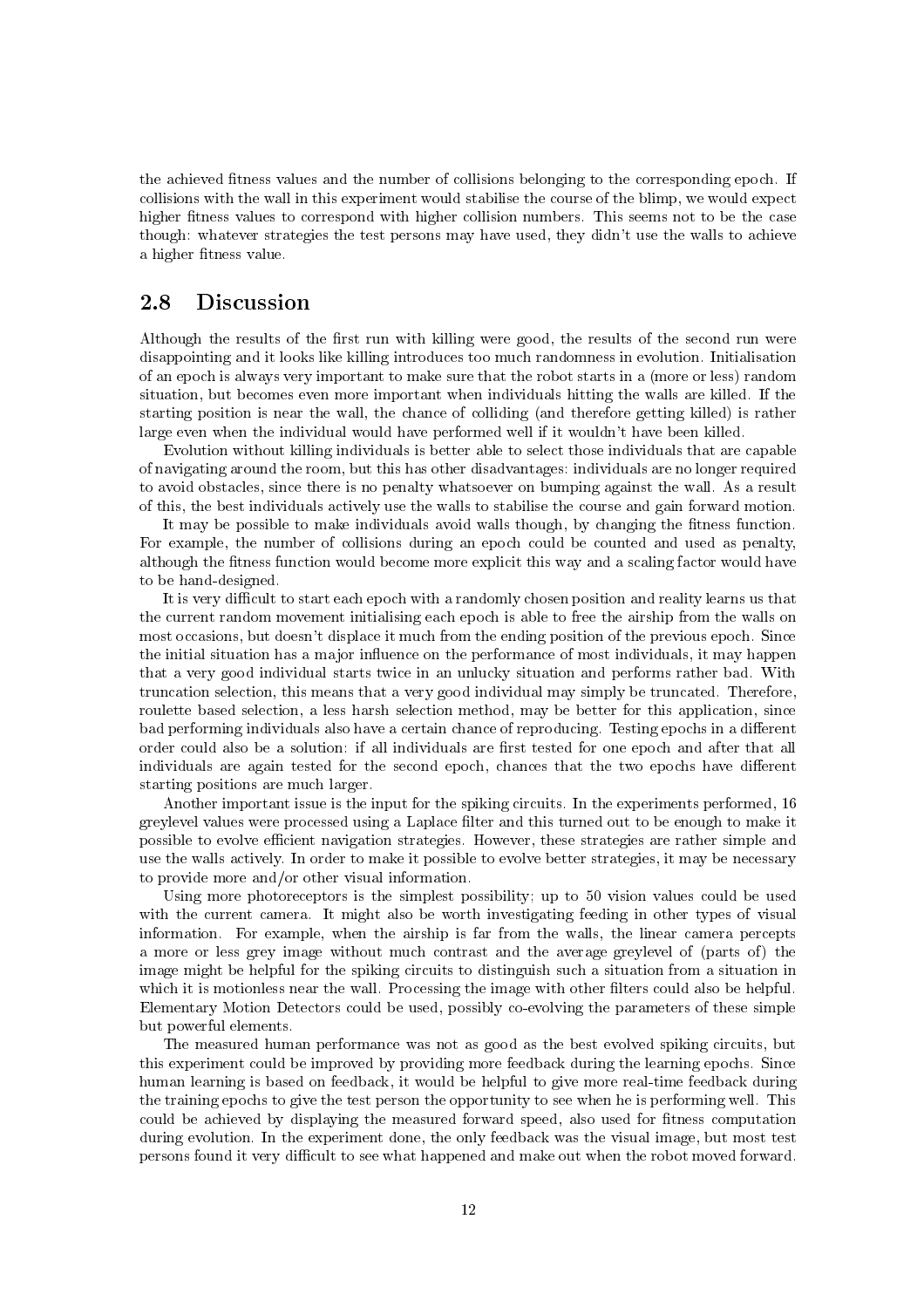the achieved fitness values and the number of collisions belonging to the corresponding epoch. If collisions with the wall in this experiment would stabilise the course of the blimp, we would expect higher fitness values to correspond with higher collision numbers. This seems not to be the case though: whatever strategies the test persons may have used, they didn't use the walls to achieve a higher fitness value.

## 2.8 Discussion

Although the results of the first run with killing were good, the results of the second run were disappointing and it looks like killing introduces too much randomness in evolution. Initialisation of an epoch is always very important to make sure that the robot starts in a (more or less) random situation, but becomes even more important when individuals hitting the walls are killed. If the starting position is near the wall, the chance of colliding (and therefore getting killed) is rather large even when the individual would have performed well if it wouldn't have been killed.

Evolution without killing individuals is better able to select those individuals that are capable of navigating around the room, but this has other disadvantages: individuals are no longer required to avoid obstacles, since there is no penalty whatsoever on bumping against the wall. As a result of this, the best individuals actively use the walls to stabilise the course and gain forward motion.

It may be possible to make individuals avoid walls though, by changing the fitness function. For example, the number of collisions during an epoch could be counted and used as penalty, although the fitness function would become more explicit this way and a scaling factor would have to be hand-designed.

It is very difficult to start each epoch with a randomly chosen position and reality learns us that the current random movement initialising each epoch is able to free the airship from the walls on most occasions, but doesn't displace it much from the ending position of the previous epoch. Since the initial situation has a major influence on the performance of most individuals, it may happen that a very good individual starts twice in an unlucky situation and performs rather bad. With truncation selection, this means that a very good individual may simply be truncated. Therefore, roulette based selection, a less harsh selection method, may be better for this application, since bad performing individuals also have a certain chance of reproducing. Testing epochs in a different order could also be a solution: if all individuals are first tested for one epoch and after that all individuals are again tested for the second epoch, chances that the two epochs have different starting positions are much larger.

Another important issue is the input for the spiking circuits. In the experiments performed, 16 greylevel values were processed using a Laplace filter and this turned out to be enough to make it possible to evolve efficient navigation strategies. However, these strategies are rather simple and use the walls actively. In order to make it possible to evolve better strategies, it may be necessary to provide more and/or other visual information.

Using more photoreceptors is the simplest possibility; up to 50 vision values could be used with the current camera. It might also be worth investigating feeding in other types of visual information. For example, when the airship is far from the walls, the linear camera percepts a more or less grey image without much contrast and the average greylevel of (parts of) the image might be helpful for the spiking circuits to distinguish such a situation from a situation in which it is motionless near the wall. Processing the image with other filters could also be helpful. Elementary Motion Detectors could be used, possibly co-evolving the parameters of these simple but powerful elements.

The measured human performance was not as good as the best evolved spiking circuits, but this experiment could be improved by providing more feedback during the learning epochs. Since human learning is based on feedback, it would be helpful to give more real-time feedback during the training epochs to give the test person the opportunity to see when he is performing well. This could be achieved by displaying the measured forward speed, also used for fitness computation during evolution. In the experiment done, the only feedback was the visual image, but most test persons found it very difficult to see what happened and make out when the robot moved forward.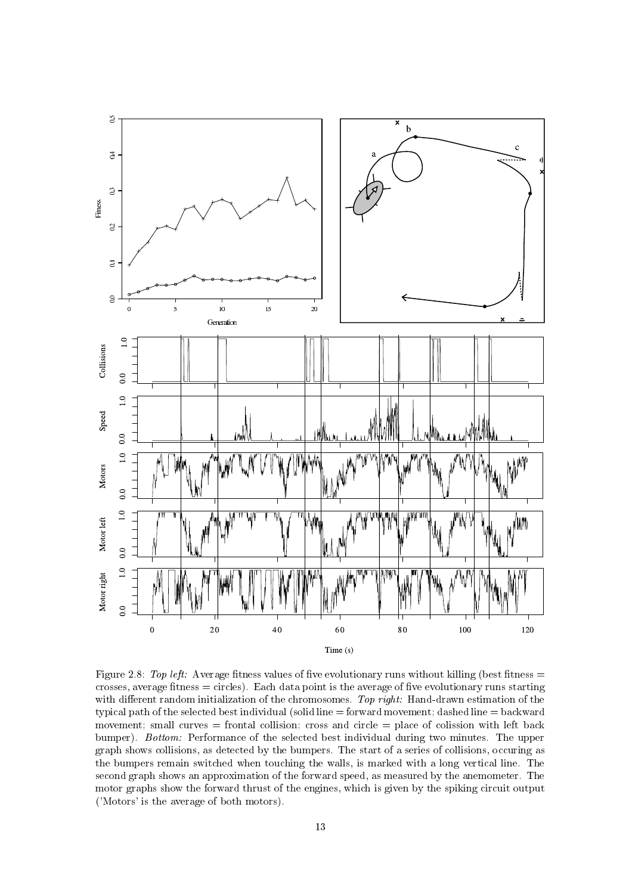Figure 2.8: *Top left:* Average fitness values of five evolutionary runs without killing (best fitness = crosses, average fitness = circles). Each data point is the average of five evolutionary runs starting with different random initialization of the chromosomes. *Top right:* Hand-drawn estimation of the typical path of the selected best individual (solid line = forward movement; dashed line = backward movement; small curves = frontal collision; cross and circle = place of colission with left back bumper). *Bottom:* Performance of the selected best individual during two minutes. The upper graph shows collisions, as detected by the bumpers. The start of a series of collisions, occuring as the bumpers remain switched when touching the walls, is marked with a long vertical line. The second graph shows an approximation of the forward speed, as measured by the anemometer. The motor graphs show the forward thrust of the engines, which is given by the spiking circuit output ('Motors' is the average of both motors).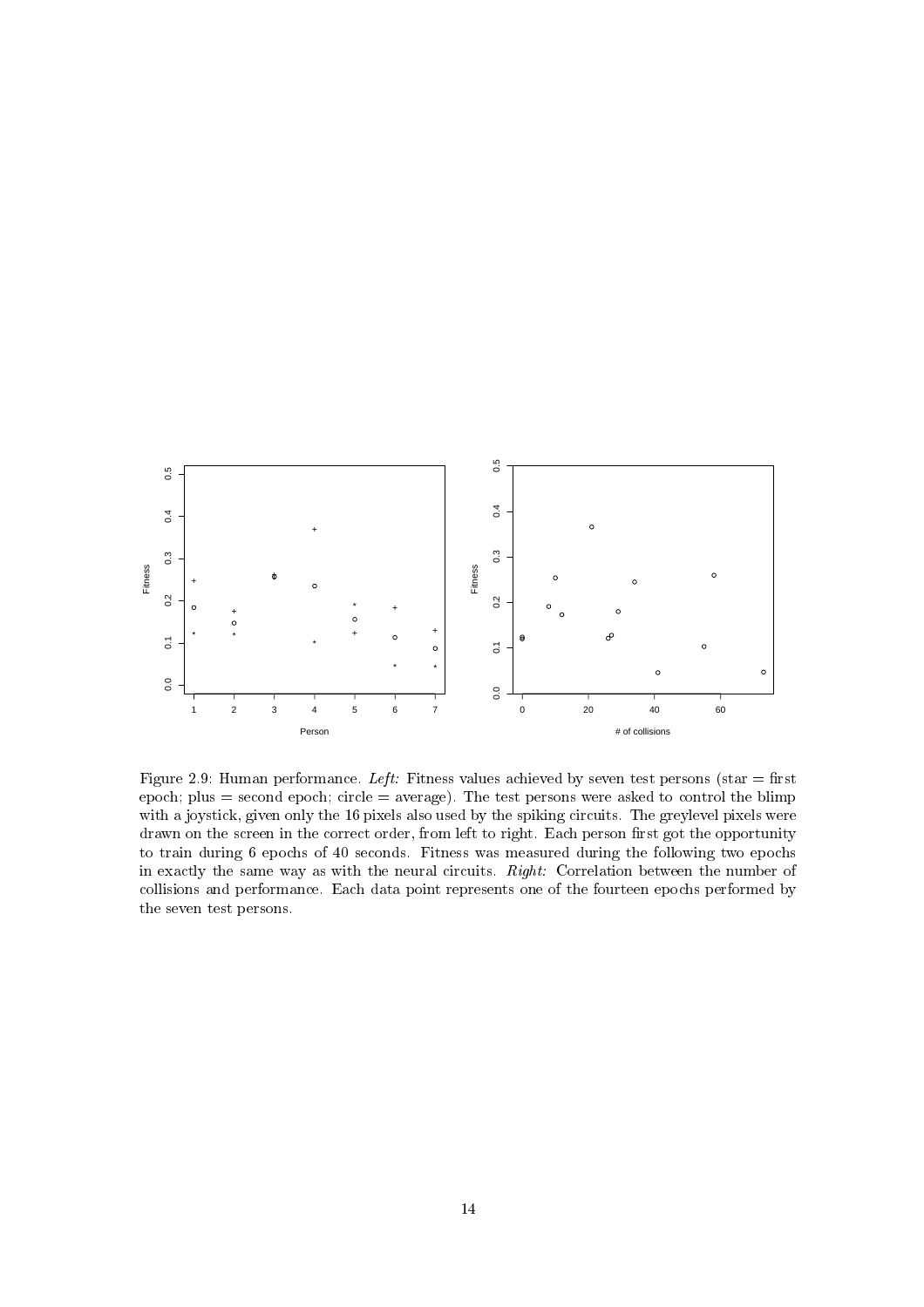Figure 2.9: Human performance. *Left:* Fitness values achieved by seven test persons (star = first epoch; plus = second epoch; circle = average). The test persons were asked to control the blimp with a joystick, given only the 16 pixels also used by the spiking circuits. The greylevel pixels were drawn on the screen in the correct order, from left to right. Each person first got the opportunity to train during 6 epochs of 40 seconds. Fitness was measured during the following two epochs in exactly the same way as with the neural circuits. *Right:* Correlation between the number of collisions and performance. Each data point represents one of the fourteen epochs performed by the seven test persons.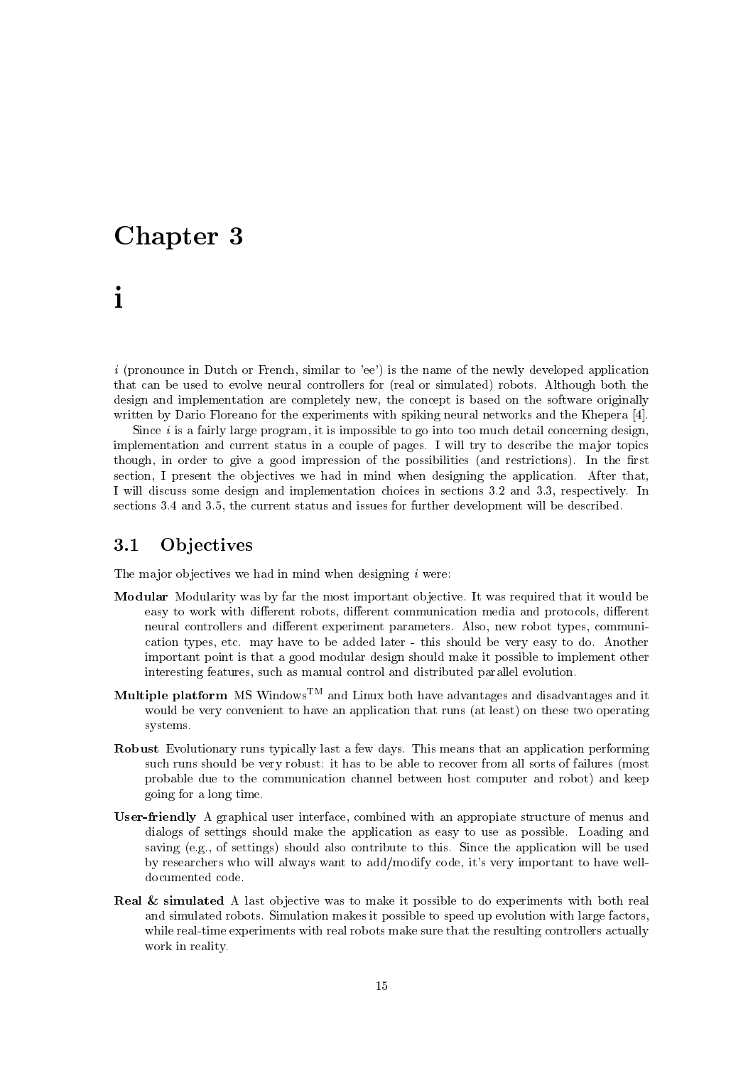# Chapter 3

# i

*i* (pronounce in Dutch or French, similar to 'ee') is the name of the newly developed application that can be used to evolve neural controllers for (real or simulated) robots. Although both the design and implementation are completely new, the concept is based on the software originally written by Dario Floreano for the experiments with spiking neural networks and the Khepera [4].

Since *i* is a fairly large program, it is impossible to go into too much detail concerning design, implementation and current status in a couple of pages. I will try to describe the major topics though, in order to give a good impression of the possibilities (and restrictions). In the first section, I present the objectives we had in mind when designing the application. After that, I will discuss some design and implementation choices in sections 3.2 and 3.3, respectively. In sections 3.4 and 3.5, the current status and issues for further development will be described.

## 3.1 Objectives

The major objectives we had in mind when designing *i* were:

**Modular** Modularity was by far the most important objective. It was required that it would be easy to work with different robots, different communication media and protocols, different neural controllers and different experiment parameters. Also, new robot types, communication types, etc. may have to be added later - this should be very easy to do. Another important point is that a good modular design should make it possible to implement other interesting features, such as manual control and distributed parallel evolution.

**Multiple platform** MS Windows™ and Linux both have advantages and disadvantages and it would be very convenient to have an application that runs (at least) on these two operating systems.

**Robust** Evolutionary runs typically last a few days. This means that an application performing such runs should be very robust: it has to be able to recover from all sorts of failures (most probable due to the communication channel between host computer and robot) and keep going for a long time.

**User-friendly** A graphical user interface, combined with an appropiate structure of menus and dialogs of settings should make the application as easy to use as possible. Loading and saving (e.g., of settings) should also contribute to this. Since the application will be used by researchers who will always want to add/modify code, it's very important to have well-documented code.

**Real & simulated** A last objective was to make it possible to do experiments with both real and simulated robots. Simulation makes it possible to speed up evolution with large factors, while real-time experiments with real robots make sure that the resulting controllers actually work in reality.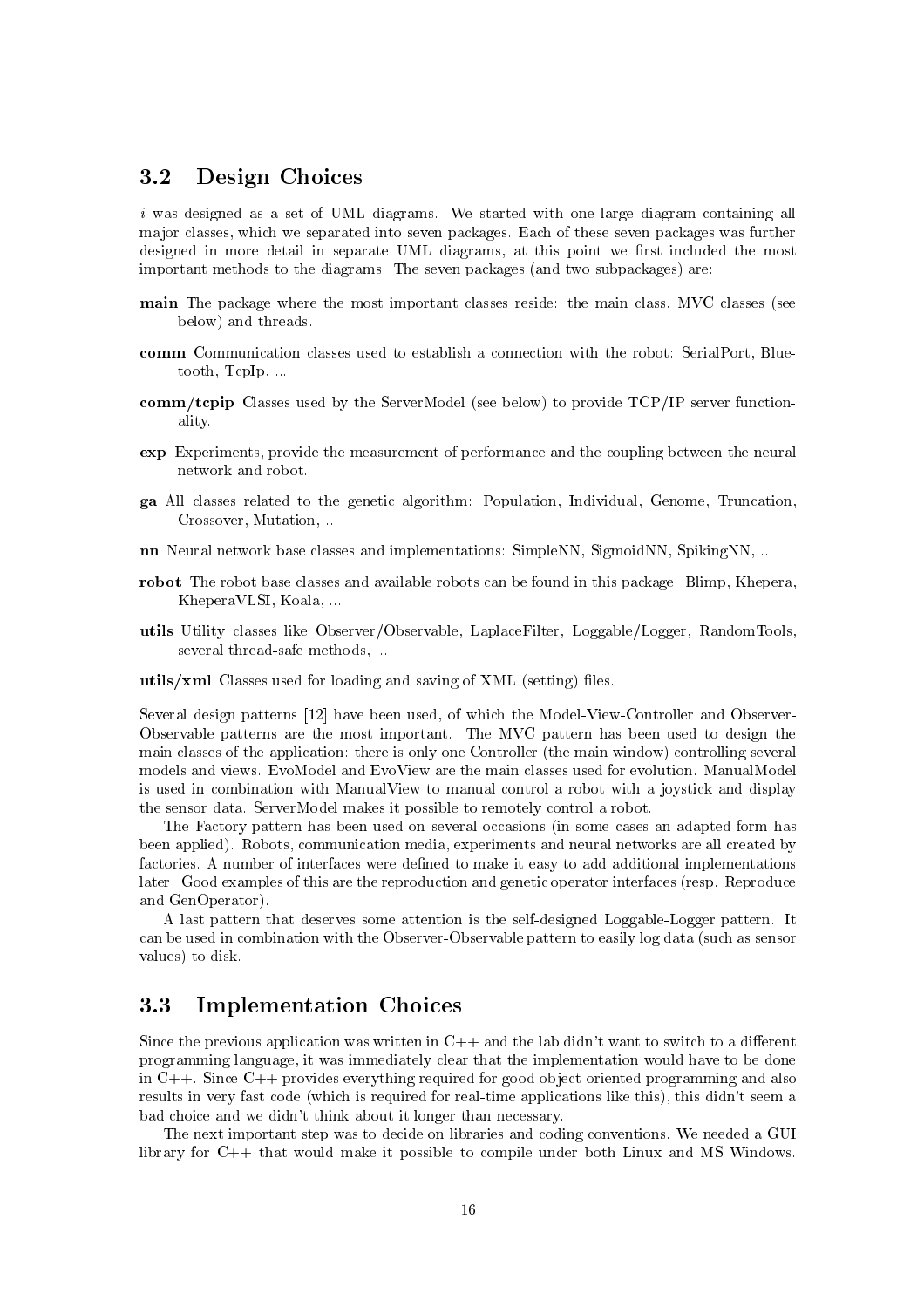## 3.2 Design Choices

*i* was designed as a set of UML diagrams. We started with one large diagram containing all major classes, which we separated into seven packages. Each of these seven packages was further designed in more detail in separate UML diagrams, at this point we first included the most important methods to the diagrams. The seven packages (and two subpackages) are:

- **main** The package where the most important classes reside: the main class, MVC classes (see below) and threads.
- **comm** Communication classes used to establish a connection with the robot: SerialPort, Bluetooth, TcpIp, ...
- **comm/tcpip** Classes used by the ServerModel (see below) to provide TCP/IP server functionality.
- **exp** Experiments, provide the measurement of performance and the coupling between the neural network and robot.
- **ga** All classes related to the genetic algorithm: Population, Individual, Genome, Truncation, Crossover, Mutation, ...
- **nn** Neural network base classes and implementations: SimpleNN, SigmoidNN, SpikingNN, ...
- **robot** The robot base classes and available robots can be found in this package: Blimp, Khepera, KheperaVLSI, Koala, ...
- **utils** Utility classes like Observer/Observable, LaplaceFilter, Loggable/Logger, RandomTools, several thread-safe methods, ...
- **utils/xml** Classes used for loading and saving of XML (setting) files.

Several design patterns [12] have been used, of which the Model-View-Controller and Observer-Observable patterns are the most important. The MVC pattern has been used to design the main classes of the application: there is only one Controller (the main window) controlling several models and views. EvoModel and EvoView are the main classes used for evolution. ManualModel is used in combination with ManualView to manual control a robot with a joystick and display the sensor data. ServerModel makes it possible to remotely control a robot.

The Factory pattern has been used on several occasions (in some cases an adapted form has been applied). Robots, communication media, experiments and neural networks are all created by factories. A number of interfaces were defined to make it easy to add additional implementations later. Good examples of this are the reproduction and genetic operator interfaces (resp. Reproduce and GenOperator).

A last pattern that deserves some attention is the self-designed Loggable-Logger pattern. It can be used in combination with the Observer-Observable pattern to easily log data (such as sensor values) to disk.

## 3.3 Implementation Choices

Since the previous application was written in C++ and the lab didn't want to switch to a different programming language, it was immediately clear that the implementation would have to be done in C++. Since C++ provides everything required for good object-oriented programming and also results in very fast code (which is required for real-time applications like this), this didn't seem a bad choice and we didn't think about it longer than necessary.

The next important step was to decide on libraries and coding conventions. We needed a GUI library for C++ that would make it possible to compile under both Linux and MS Windows.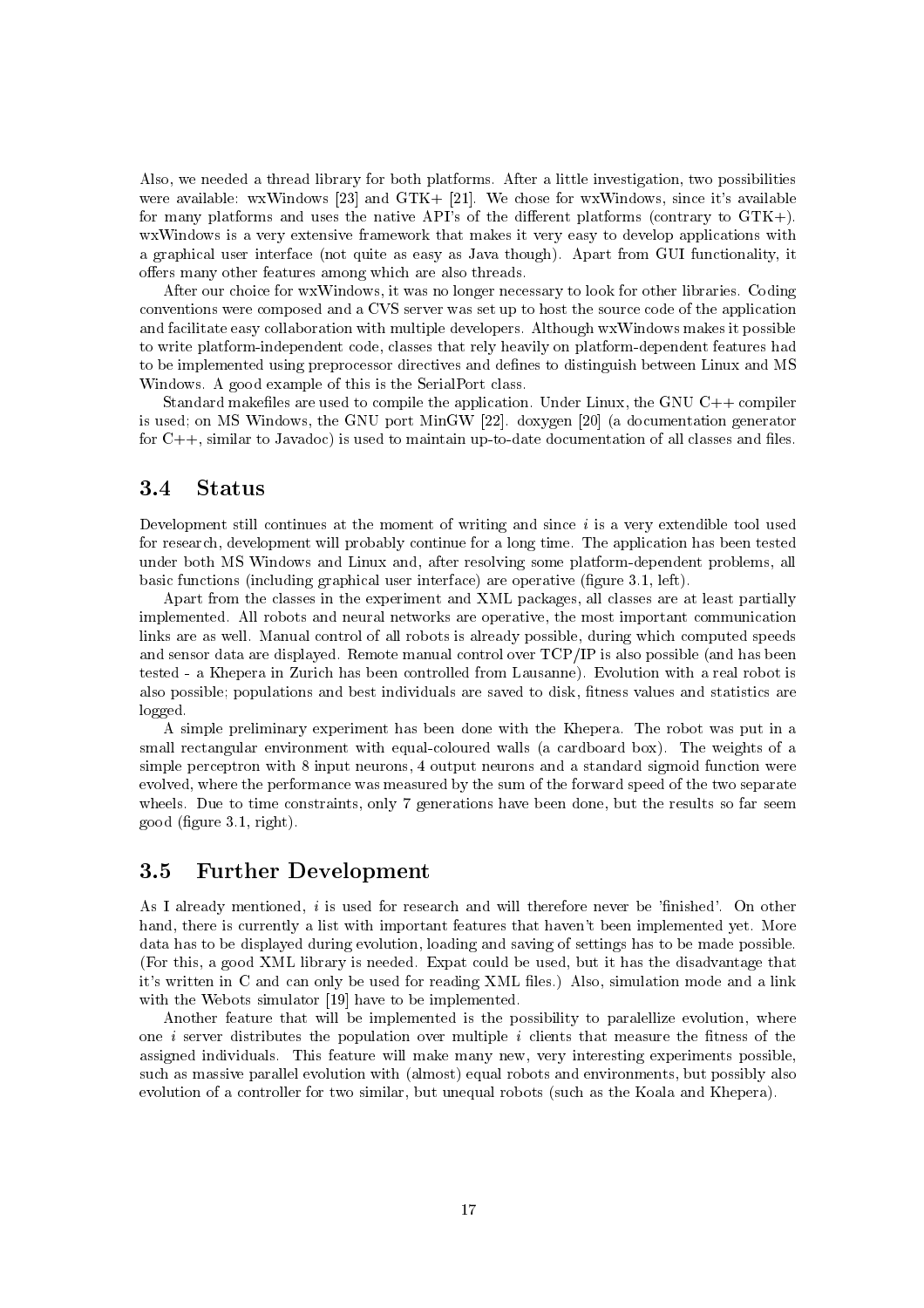Also, we needed a thread library for both platforms. After a little investigation, two possibilities were available: wxWindows [23] and GTK+ [21]. We chose for wxWindows, since it's available for many platforms and uses the native API's of the different platforms (contrary to GTK+). wxWindows is a very extensive framework that makes it very easy to develop applications with a graphical user interface (not quite as easy as Java though). Apart from GUI functionality, it offers many other features among which are also threads.

After our choice for wxWindows, it was no longer necessary to look for other libraries. Coding conventions were composed and a CVS server was set up to host the source code of the application and facilitate easy collaboration with multiple developers. Although wxWindows makes it possible to write platform-independent code, classes that rely heavily on platform-dependent features had to be implemented using preprocessor directives and defines to distinguish between Linux and MS Windows. A good example of this is the SerialPort class.

Standard makefiles are used to compile the application. Under Linux, the GNU C++ compiler is used; on MS Windows, the GNU port MinGW [22]. doxygen [20] (a documentation generator for C++, similar to Javadoc) is used to maintain up-to-date documentation of all classes and files.

## 3.4 Status

Development still continues at the moment of writing and since *i* is a very extendible tool used for research, development will probably continue for a long time. The application has been tested under both MS Windows and Linux and, after resolving some platform-dependent problems, all basic functions (including graphical user interface) are operative (figure 3.1, left).

Apart from the classes in the experiment and XML packages, all classes are at least partially implemented. All robots and neural networks are operative, the most important communication links are as well. Manual control of all robots is already possible, during which computed speeds and sensor data are displayed. Remote manual control over TCP/IP is also possible (and has been tested - a Khepera in Zurich has been controlled from Lausanne). Evolution with a real robot is also possible; populations and best individuals are saved to disk, fitness values and statistics are logged.

A simple preliminary experiment has been done with the Khepera. The robot was put in a small rectangular environment with equal-coloured walls (a cardboard box). The weights of a simple perceptron with 8 input neurons, 4 output neurons and a standard sigmoid function were evolved, where the performance was measured by the sum of the forward speed of the two separate wheels. Due to time constraints, only 7 generations have been done, but the results so far seem good (figure 3.1, right).

## 3.5 Further Development

As I already mentioned, *i* is used for research and will therefore never be 'finished'. On other hand, there is currently a list with important features that haven't been implemented yet. More data has to be displayed during evolution, loading and saving of settings has to be made possible. (For this, a good XML library is needed. Expat could be used, but it has the disadvantage that it's written in C and can only be used for reading XML files.) Also, simulation mode and a link with the Webots simulator [19] have to be implemented.

Another feature that will be implemented is the possibility to paralellize evolution, where one *i* server distributes the population over multiple *i* clients that measure the fitness of the assigned individuals. This feature will make many new, very interesting experiments possible, such as massive parallel evolution with (almost) equal robots and environments, but possibly also evolution of a controller for two similar, but unequal robots (such as the Koala and Khepera).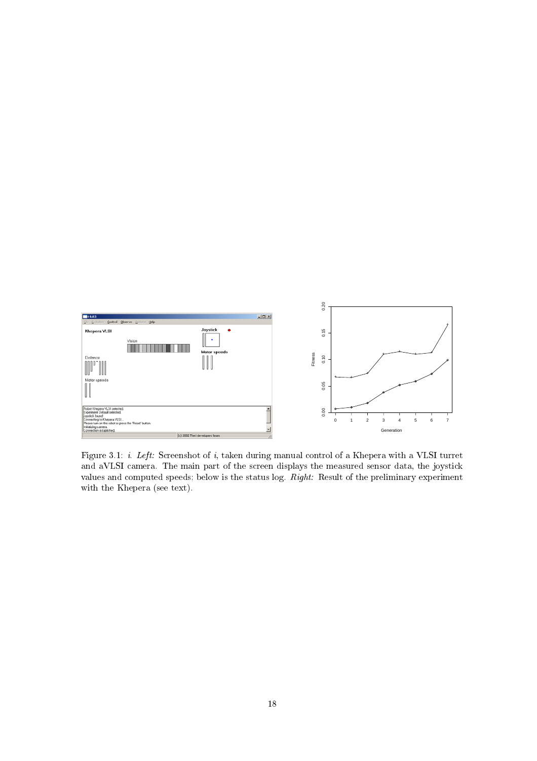Figure 3.1: *i*. *Left:* Screenshot of *i*, taken during manual control of a Khepera with a VLSI turret and aVLSI camera. The main part of the screen displays the measured sensor data, the joystick values and computed speeds; below is the status log. *Right:* Result of the preliminary experiment with the Khepera (see text).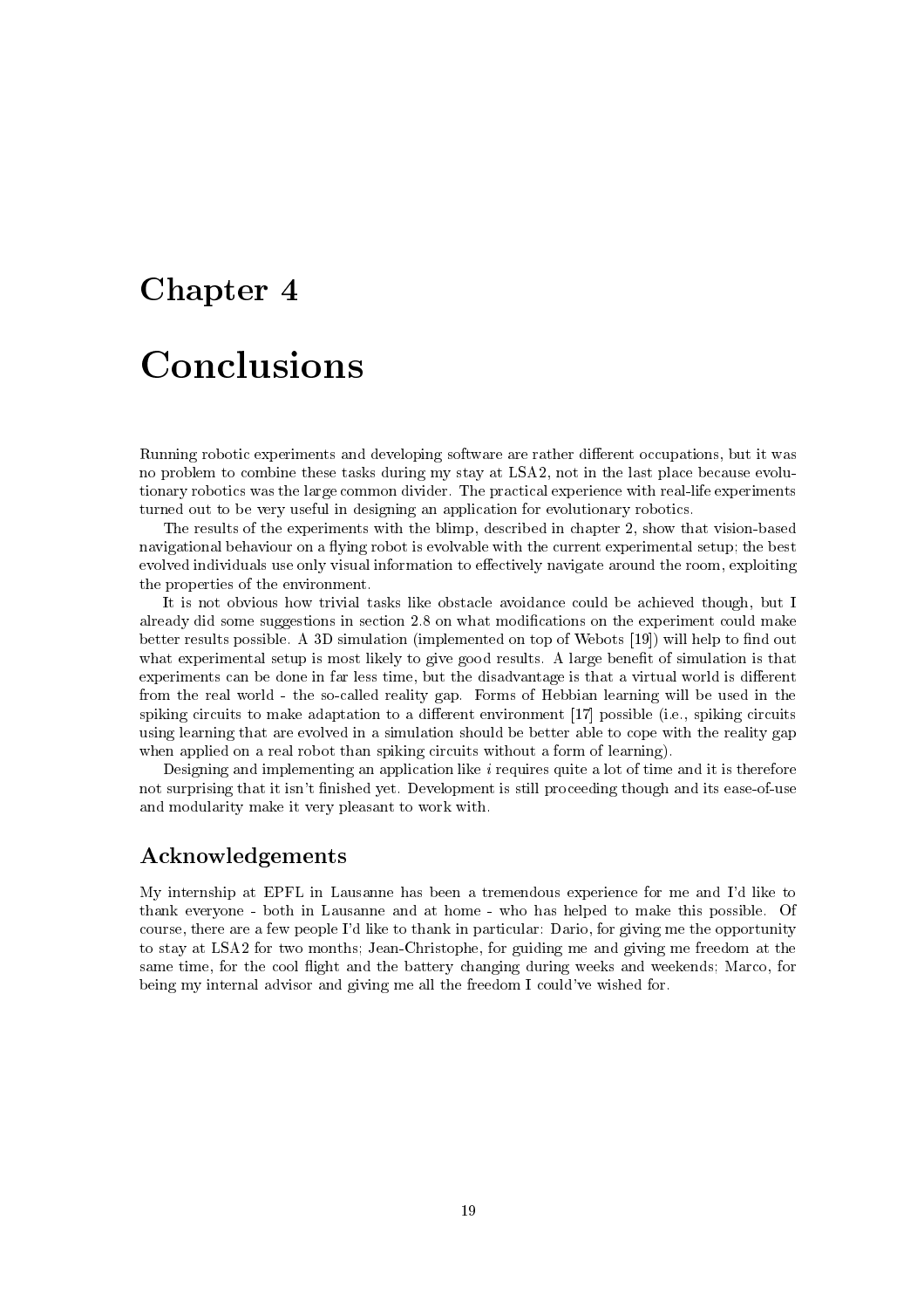# Chapter 4

# Conclusions

Running robotic experiments and developing software are rather different occupations, but it was no problem to combine these tasks during my stay at LSA2, not in the last place because evolutionary robotics was the large common divider. The practical experience with real-life experiments turned out to be very useful in designing an application for evolutionary robotics.

The results of the experiments with the blimp, described in chapter 2, show that vision-based navigational behaviour on a flying robot is evolvable with the current experimental setup; the best evolved individuals use only visual information to effectively navigate around the room, exploiting the properties of the environment.

It is not obvious how trivial tasks like obstacle avoidance could be achieved though, but I already did some suggestions in section 2.8 on what modifications on the experiment could make better results possible. A 3D simulation (implemented on top of Webots [19]) will help to find out what experimental setup is most likely to give good results. A large benefit of simulation is that experiments can be done in far less time, but the disadvantage is that a virtual world is different from the real world - the so-called reality gap. Forms of Hebbian learning will be used in the spiking circuits to make adaptation to a different environment [17] possible (i.e., spiking circuits using learning that are evolved in a simulation should be better able to cope with the reality gap when applied on a real robot than spiking circuits without a form of learning).

Designing and implementing an application like *i* requires quite a lot of time and it is therefore not surprising that it isn't finished yet. Development is still proceeding though and its ease-of-use and modularity make it very pleasant to work with.

## Acknowledgements

My internship at EPFL in Lausanne has been a tremendous experience for me and I'd like to thank everyone - both in Lausanne and at home - who has helped to make this possible. Of course, there are a few people I'd like to thank in particular: Dario, for giving me the opportunity to stay at LSA2 for two months; Jean-Christophe, for guiding me and giving me freedom at the same time, for the cool flight and the battery changing during weeks and weekends; Marco, for being my internal advisor and giving me all the freedom I could've wished for.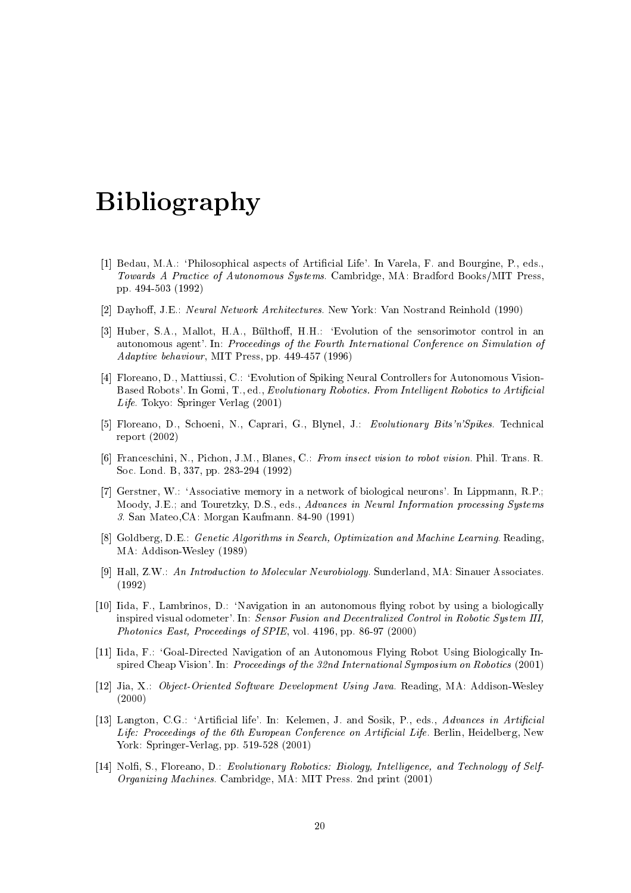# Bibliography

[1] Bedau, M.A.: 'Philosophical aspects of Artificial Life'. In Varela, F. and Bourgine, P., eds., *Towards A Practice of Autonomous Systems*. Cambridge, MA: Bradford Books/MIT Press, pp. 494-503 (1992)

[2] Dayhoff, J.E.: *Neural Network Architectures*. New York: Van Nostrand Reinhold (1990)

[3] Huber, S.A., Mallot, H.A., Bülthoff, H.H.: 'Evolution of the sensorimotor control in an autonomous agent'. In: *Proceedings of the Fourth International Conference on Simulation of Adaptive behaviour*, MIT Press, pp. 449-457 (1996)

[4] Floreano, D., Mattiussi, C.: 'Evolution of Spiking Neural Controllers for Autonomous Vision-Based Robots'. In Gomi, T., ed., *Evolutionary Robotics. From Intelligent Robotics to Artificial Life*. Tokyo: Springer Verlag (2001)

[5] Floreano, D., Schoeni, N., Caprari, G., Blynel, J.: *Evolutionary Bits'n'Spikes*. Technical report (2002)

[6] Franceschini, N., Pichon, J.M., Blanes, C.: *From insect vision to robot vision*. Phil. Trans. R. Soc. Lond. B, 337, pp. 283-294 (1992)

[7] Gerstner, W.: 'Associative memory in a network of biological neurons'. In Lippmann, R.P.; Moody, J.E.; and Touretzky, D.S., eds., *Advances in Neural Information processing Systems 3*. San Mateo,CA: Morgan Kaufmann. 84-90 (1991)

[8] Goldberg, D.E.: *Genetic Algorithms in Search, Optimization and Machine Learning*. Reading, MA: Addison-Wesley (1989)

[9] Hall, Z.W.: *An Introduction to Molecular Neurobiology*. Sunderland, MA: Sinauer Associates. (1992)

[10] Iida, F., Lambrinos, D.: 'Navigation in an autonomous flying robot by using a biologically inspired visual odometer'. In: *Sensor Fusion and Decentralized Control in Robotic System III, Photonics East, Proceedings of SPIE*, vol. 4196, pp. 86-97 (2000)

[11] Iida, F.: 'Goal-Directed Navigation of an Autonomous Flying Robot Using Biologically Inspired Cheap Vision'. In: *Proceedings of the 32nd International Symposium on Robotics* (2001)

[12] Jia, X.: *Object-Oriented Software Development Using Java*. Reading, MA: Addison-Wesley (2000)

[13] Langton, C.G.: 'Artificial life'. In: Kelemen, J. and Sosik, P., eds., *Advances in Artificial Life: Proceedings of the 6th European Conference on Artificial Life*. Berlin, Heidelberg, New York: Springer-Verlag, pp. 519-528 (2001)

[14] Nolfi, S., Floreano, D.: *Evolutionary Robotics: Biology, Intelligence, and Technology of Self-Organizing Machines*. Cambridge, MA: MIT Press. 2nd print (2001)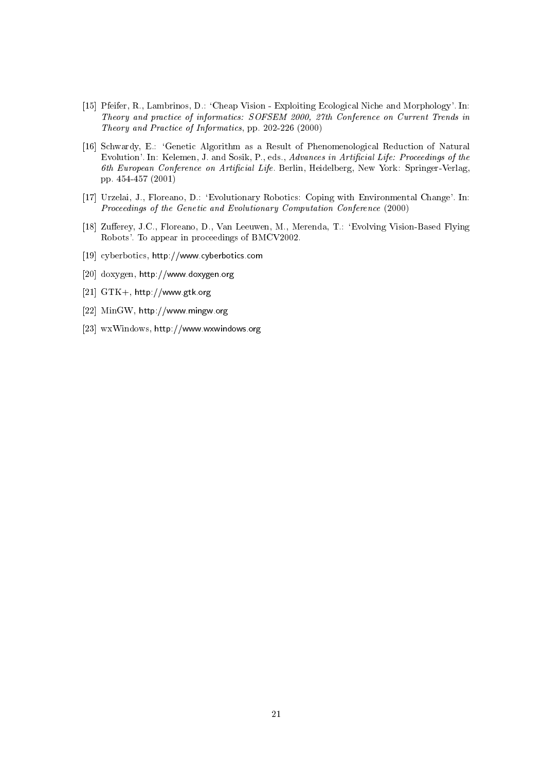[15] Pfeifer, R., Lambrinos, D.: 'Cheap Vision - Exploiting Ecological Niche and Morphology'. In: *Theory and practice of informatics: SOFSEM 2000, 27th Conference on Current Trends in Theory and Practice of Informatics*, pp. 202-226 (2000)

[16] Schwardy, E.: 'Genetic Algorithm as a Result of Phenomenological Reduction of Natural Evolution'. In: Kelemen, J. and Sosik, P., eds., *Advances in Artificial Life: Proceedings of the 6th European Conference on Artificial Life*. Berlin, Heidelberg, New York: Springer-Verlag, pp. 454-457 (2001)

[17] Urzelai, J., Floreano, D.: 'Evolutionary Robotics: Coping with Environmental Change'. In: *Proceedings of the Genetic and Evolutionary Computation Conference* (2000)

[18] Zufferey, J.C., Floreano, D., Van Leeuwen, M., Merenda, T.: 'Evolving Vision-Based Flying Robots'. To appear in proceedings of BMCV2002.

[19] cyberbotics, http://www.cyberbotics.com

[20] doxygen, http://www.doxygen.org

[21] GTK+, http://www.gtk.org

[22] MinGW, http://www.mingw.org

[23] wxWindows, http://www.wxwindows.org